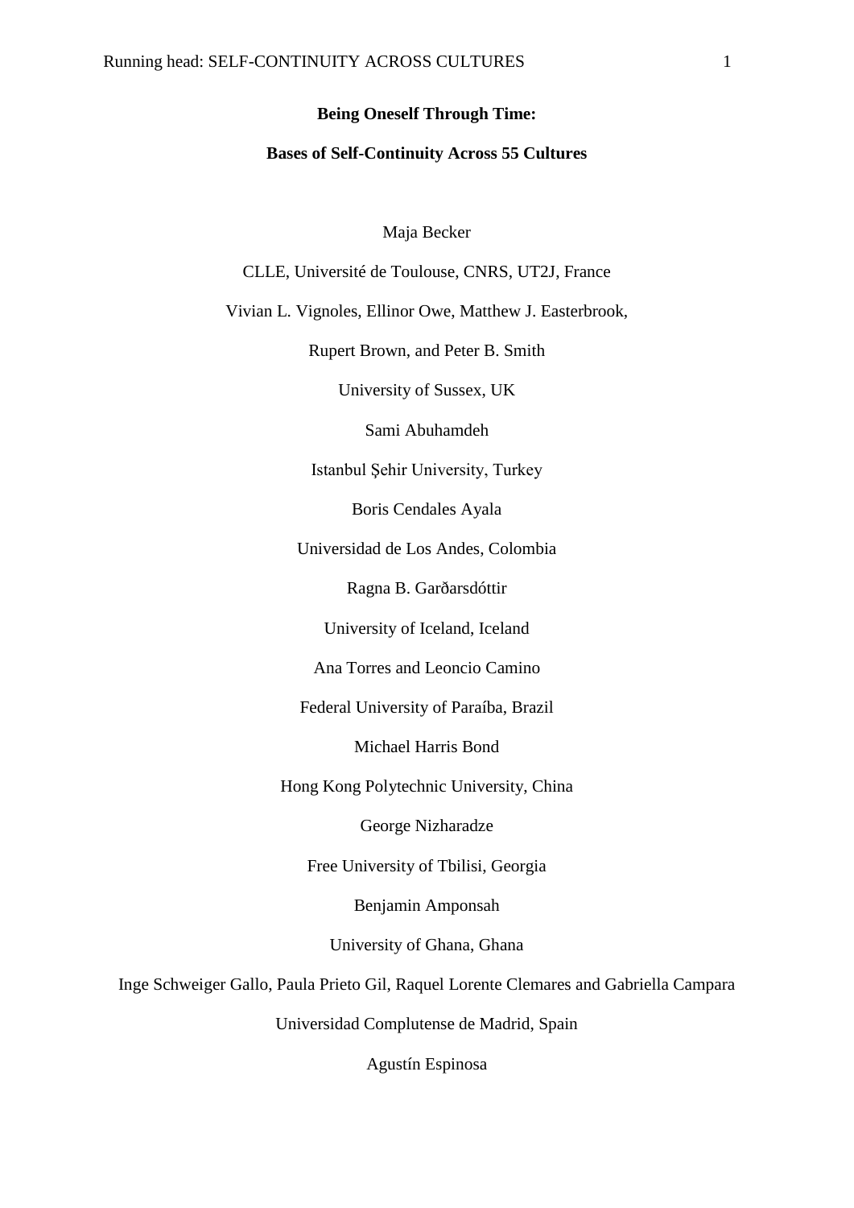**Being Oneself Through Time:**

**Bases of Self-Continuity Across 55 Cultures**

Maja Becker

CLLE, Université de Toulouse, CNRS, UT2J, France

Vivian L. Vignoles, Ellinor Owe, Matthew J. Easterbrook,

Rupert Brown, and Peter B. Smith

University of Sussex, UK

Sami Abuhamdeh

Istanbul Şehir University, Turkey

Boris Cendales Ayala

Universidad de Los Andes, Colombia

Ragna B. Garðarsdóttir

University of Iceland, Iceland

Ana Torres and Leoncio Camino

Federal University of Paraíba, Brazil

Michael Harris Bond

Hong Kong Polytechnic University, China

George Nizharadze

Free University of Tbilisi, Georgia

Benjamin Amponsah

University of Ghana, Ghana

Inge Schweiger Gallo, Paula Prieto Gil, Raquel Lorente Clemares and Gabriella Campara

Universidad Complutense de Madrid, Spain

Agustín Espinosa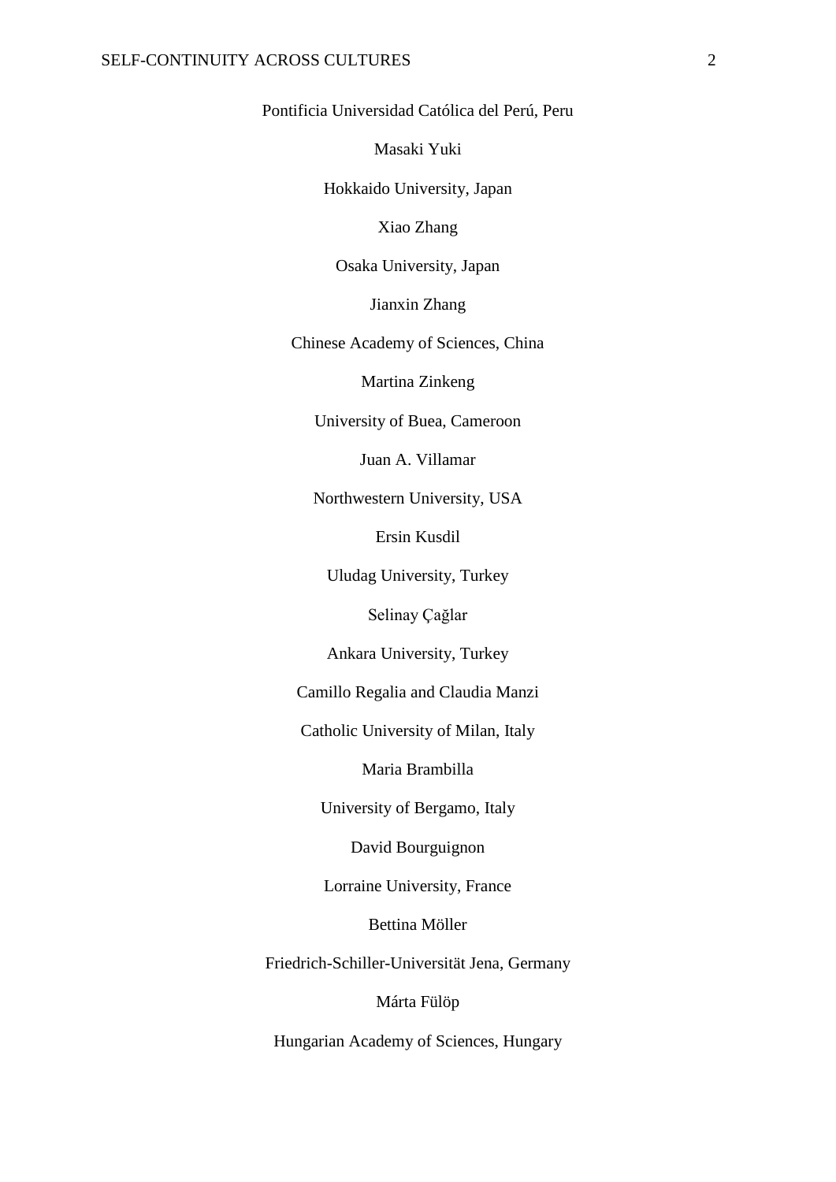Pontificia Universidad Católica del Perú, Peru

Masaki Yuki

Hokkaido University, Japan

Xiao Zhang

Osaka University, Japan

Jianxin Zhang

Chinese Academy of Sciences, China

Martina Zinkeng

University of Buea, Cameroon

Juan A. Villamar

Northwestern University, USA

Ersin Kusdil

Uludag University, Turkey

Selinay Çağlar

Ankara University, Turkey

Camillo Regalia and Claudia Manzi

Catholic University of Milan, Italy

Maria Brambilla

University of Bergamo, Italy

David Bourguignon

Lorraine University, France

Bettina Möller

Friedrich-Schiller-Universität Jena, Germany

Márta Fülöp

Hungarian Academy of Sciences, Hungary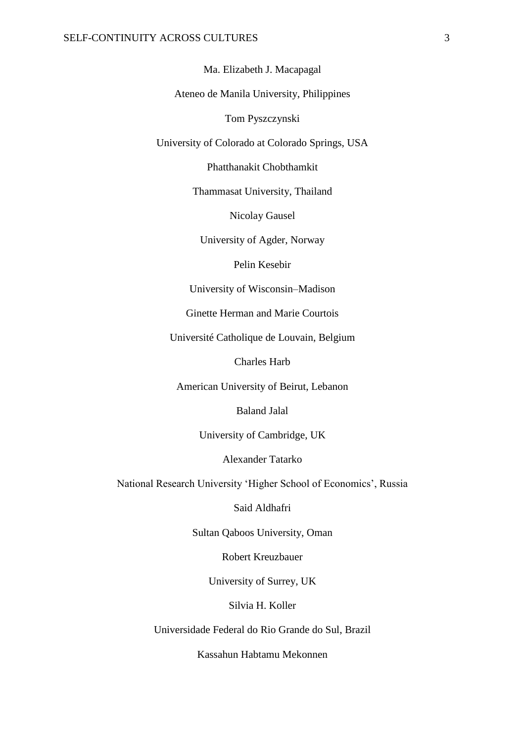Ma. Elizabeth J. Macapagal

Ateneo de Manila University, Philippines

Tom Pyszczynski

University of Colorado at Colorado Springs, USA

Phatthanakit Chobthamkit

Thammasat University, Thailand

Nicolay Gausel

University of Agder, Norway

Pelin Kesebir

University of Wisconsin–Madison

Ginette Herman and Marie Courtois

Université Catholique de Louvain, Belgium

Charles Harb

American University of Beirut, Lebanon

Baland Jalal

University of Cambridge, UK

Alexander Tatarko

National Research University ‘Higher School of Economics’, Russia

Said Aldhafri

Sultan Qaboos University, Oman

Robert Kreuzbauer

University of Surrey, UK

Silvia H. Koller

Universidade Federal do Rio Grande do Sul, Brazil

Kassahun Habtamu Mekonnen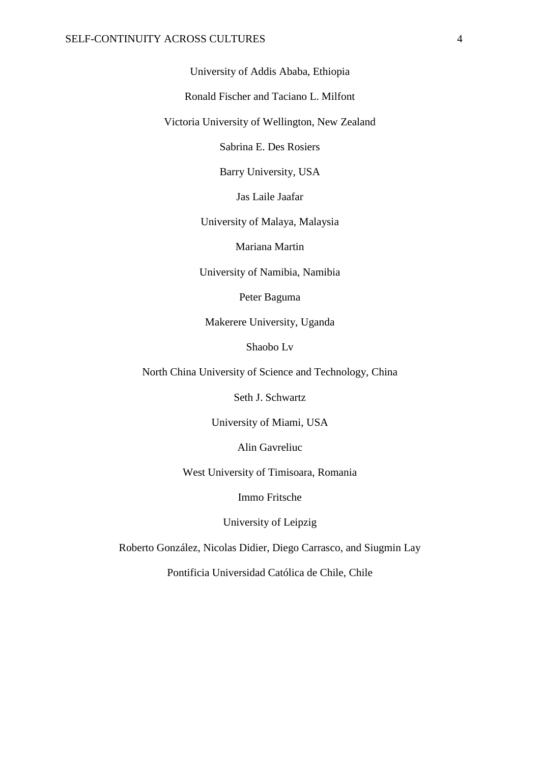University of Addis Ababa, Ethiopia

Ronald Fischer and Taciano L. Milfont

Victoria University of Wellington, New Zealand

Sabrina E. Des Rosiers

Barry University, USA

Jas Laile Jaafar

University of Malaya, Malaysia

Mariana Martin

University of Namibia, Namibia

Peter Baguma

Makerere University, Uganda

Shaobo Lv

North China University of Science and Technology, China

Seth J. Schwartz

University of Miami, USA

Alin Gavreliuc

West University of Timisoara, Romania

Immo Fritsche

University of Leipzig

Roberto González, Nicolas Didier, Diego Carrasco, and Siugmin Lay

Pontificia Universidad Católica de Chile, Chile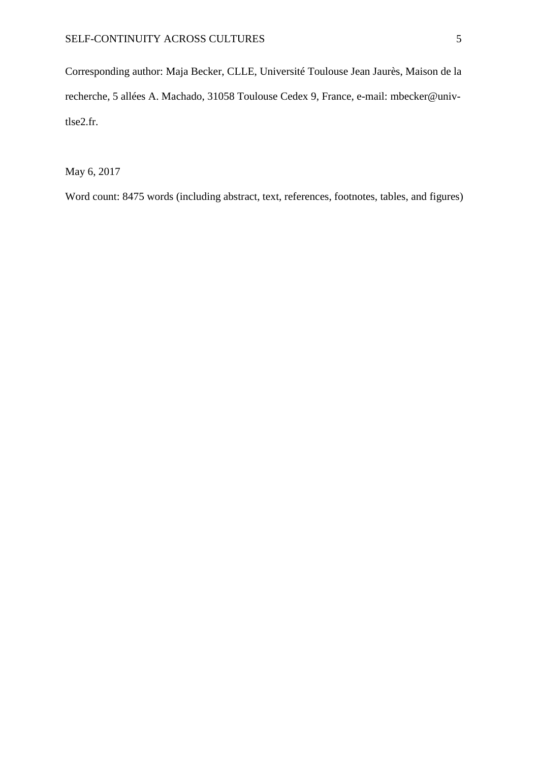Corresponding author: Maja Becker, CLLE, Université Toulouse Jean Jaurès, Maison de la recherche, 5 allées A. Machado, 31058 Toulouse Cedex 9, France, e-mail: mbecker@univ-tlse2.fr.

May 6, 2017

Word count: 8475 words (including abstract, text, references, footnotes, tables, and figures)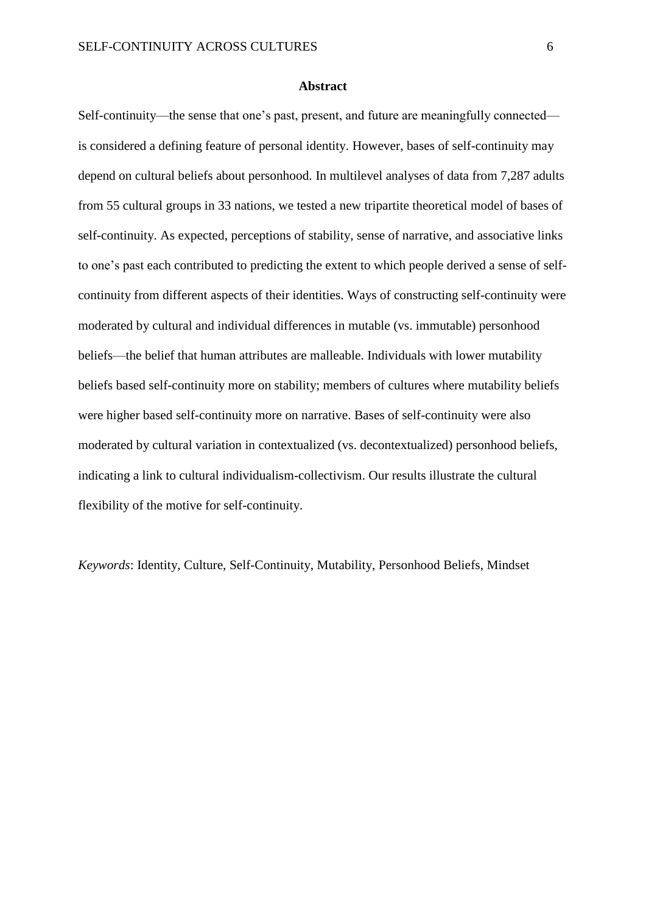## Abstract

Self-continuity—the sense that one's past, present, and future are meaningfully connected—is considered a defining feature of personal identity. However, bases of self-continuity may depend on cultural beliefs about personhood. In multilevel analyses of data from 7,287 adults from 55 cultural groups in 33 nations, we tested a new tripartite theoretical model of bases of self-continuity. As expected, perceptions of stability, sense of narrative, and associative links to one's past each contributed to predicting the extent to which people derived a sense of self-continuity from different aspects of their identities. Ways of constructing self-continuity were moderated by cultural and individual differences in mutable (vs. immutable) personhood beliefs—the belief that human attributes are malleable. Individuals with lower mutability beliefs based self-continuity more on stability; members of cultures where mutability beliefs were higher based self-continuity more on narrative. Bases of self-continuity were also moderated by cultural variation in contextualized (vs. decontextualized) personhood beliefs, indicating a link to cultural individualism-collectivism. Our results illustrate the cultural flexibility of the motive for self-continuity.

*Keywords*: Identity, Culture, Self-Continuity, Mutability, Personhood Beliefs, Mindset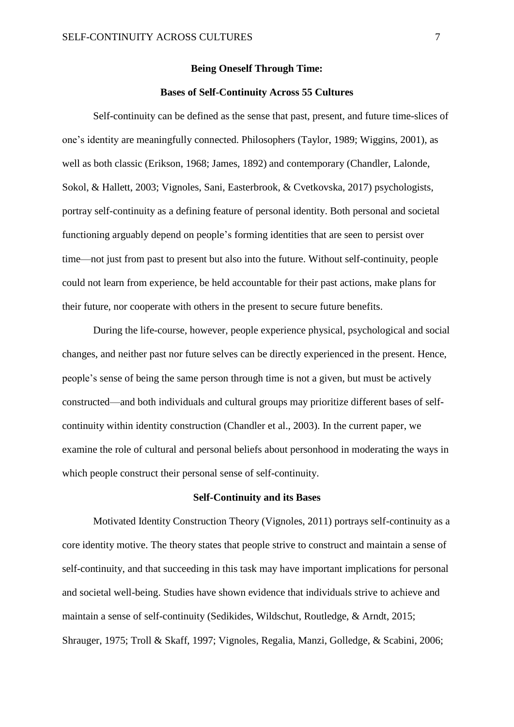# Being Oneself Through Time:

# Bases of Self-Continuity Across 55 Cultures

Self-continuity can be defined as the sense that past, present, and future time-slices of one's identity are meaningfully connected. Philosophers (Taylor, 1989; Wiggins, 2001), as well as both classic (Erikson, 1968; James, 1892) and contemporary (Chandler, Lalonde, Sokol, & Hallett, 2003; Vignoles, Sani, Easterbrook, & Cvetkovska, 2017) psychologists, portray self-continuity as a defining feature of personal identity. Both personal and societal functioning arguably depend on people's forming identities that are seen to persist over time—not just from past to present but also into the future. Without self-continuity, people could not learn from experience, be held accountable for their past actions, make plans for their future, nor cooperate with others in the present to secure future benefits.

During the life-course, however, people experience physical, psychological and social changes, and neither past nor future selves can be directly experienced in the present. Hence, people's sense of being the same person through time is not a given, but must be actively constructed—and both individuals and cultural groups may prioritize different bases of self-continuity within identity construction (Chandler et al., 2003). In the current paper, we examine the role of cultural and personal beliefs about personhood in moderating the ways in which people construct their personal sense of self-continuity.

## Self-Continuity and its Bases

Motivated Identity Construction Theory (Vignoles, 2011) portrays self-continuity as a core identity motive. The theory states that people strive to construct and maintain a sense of self-continuity, and that succeeding in this task may have important implications for personal and societal well-being. Studies have shown evidence that individuals strive to achieve and maintain a sense of self-continuity (Sedikides, Wildschut, Routledge, & Arndt, 2015; Shrauger, 1975; Troll & Skaff, 1997; Vignoles, Regalia, Manzi, Golledge, & Scabini, 2006;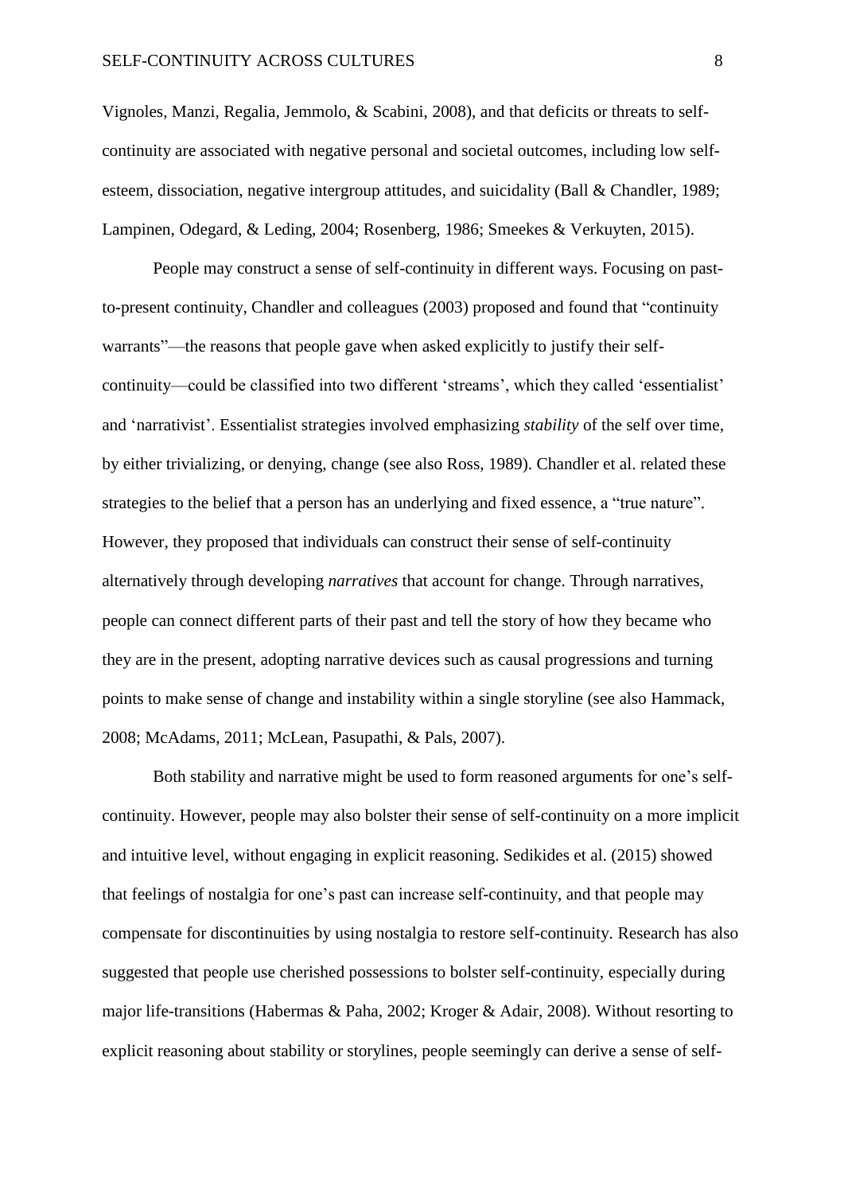Vignoles, Manzi, Regalia, Jemmolo, & Scabini, 2008), and that deficits or threats to self-continuity are associated with negative personal and societal outcomes, including low self-esteem, dissociation, negative intergroup attitudes, and suicidality (Ball & Chandler, 1989; Lampinen, Odegard, & Leding, 2004; Rosenberg, 1986; Smeekes & Verkuyten, 2015).

People may construct a sense of self-continuity in different ways. Focusing on past-to-present continuity, Chandler and colleagues (2003) proposed and found that "continuity warrants"—the reasons that people gave when asked explicitly to justify their self-continuity—could be classified into two different 'streams', which they called 'essentialist' and 'narrativist'. Essentialist strategies involved emphasizing *stability* of the self over time, by either trivializing, or denying, change (see also Ross, 1989). Chandler et al. related these strategies to the belief that a person has an underlying and fixed essence, a "true nature". However, they proposed that individuals can construct their sense of self-continuity alternatively through developing *narratives* that account for change. Through narratives, people can connect different parts of their past and tell the story of how they became who they are in the present, adopting narrative devices such as causal progressions and turning points to make sense of change and instability within a single storyline (see also Hammack, 2008; McAdams, 2011; McLean, Pasupathi, & Pals, 2007).

Both stability and narrative might be used to form reasoned arguments for one's self-continuity. However, people may also bolster their sense of self-continuity on a more implicit and intuitive level, without engaging in explicit reasoning. Sedikides et al. (2015) showed that feelings of nostalgia for one's past can increase self-continuity, and that people may compensate for discontinuities by using nostalgia to restore self-continuity. Research has also suggested that people use cherished possessions to bolster self-continuity, especially during major life-transitions (Habermas & Paha, 2002; Kroger & Adair, 2008). Without resorting to explicit reasoning about stability or storylines, people seemingly can derive a sense of self-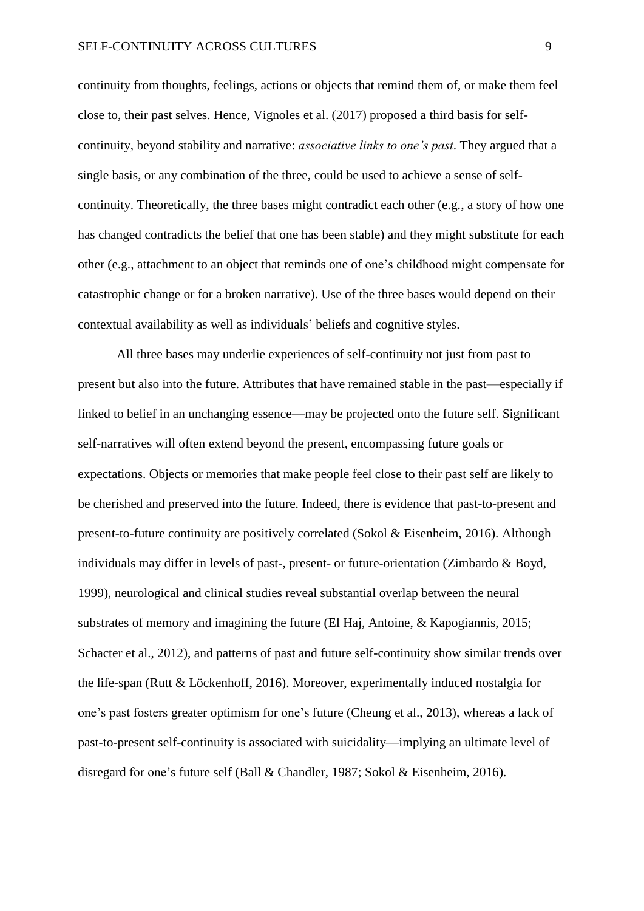continuity from thoughts, feelings, actions or objects that remind them of, or make them feel close to, their past selves. Hence, Vignoles et al. (2017) proposed a third basis for self-continuity, beyond stability and narrative: *associative links to one's past*. They argued that a single basis, or any combination of the three, could be used to achieve a sense of self-continuity. Theoretically, the three bases might contradict each other (e.g., a story of how one has changed contradicts the belief that one has been stable) and they might substitute for each other (e.g., attachment to an object that reminds one of one's childhood might compensate for catastrophic change or for a broken narrative). Use of the three bases would depend on their contextual availability as well as individuals' beliefs and cognitive styles.

All three bases may underlie experiences of self-continuity not just from past to present but also into the future. Attributes that have remained stable in the past—especially if linked to belief in an unchanging essence—may be projected onto the future self. Significant self-narratives will often extend beyond the present, encompassing future goals or expectations. Objects or memories that make people feel close to their past self are likely to be cherished and preserved into the future. Indeed, there is evidence that past-to-present and present-to-future continuity are positively correlated (Sokol & Eisenheim, 2016). Although individuals may differ in levels of past-, present- or future-orientation (Zimbardo & Boyd, 1999), neurological and clinical studies reveal substantial overlap between the neural substrates of memory and imagining the future (El Haj, Antoine, & Kapogiannis, 2015; Schacter et al., 2012), and patterns of past and future self-continuity show similar trends over the life-span (Rutt & Löckenhoff, 2016). Moreover, experimentally induced nostalgia for one's past fosters greater optimism for one's future (Cheung et al., 2013), whereas a lack of past-to-present self-continuity is associated with suicidality—implying an ultimate level of disregard for one's future self (Ball & Chandler, 1987; Sokol & Eisenheim, 2016).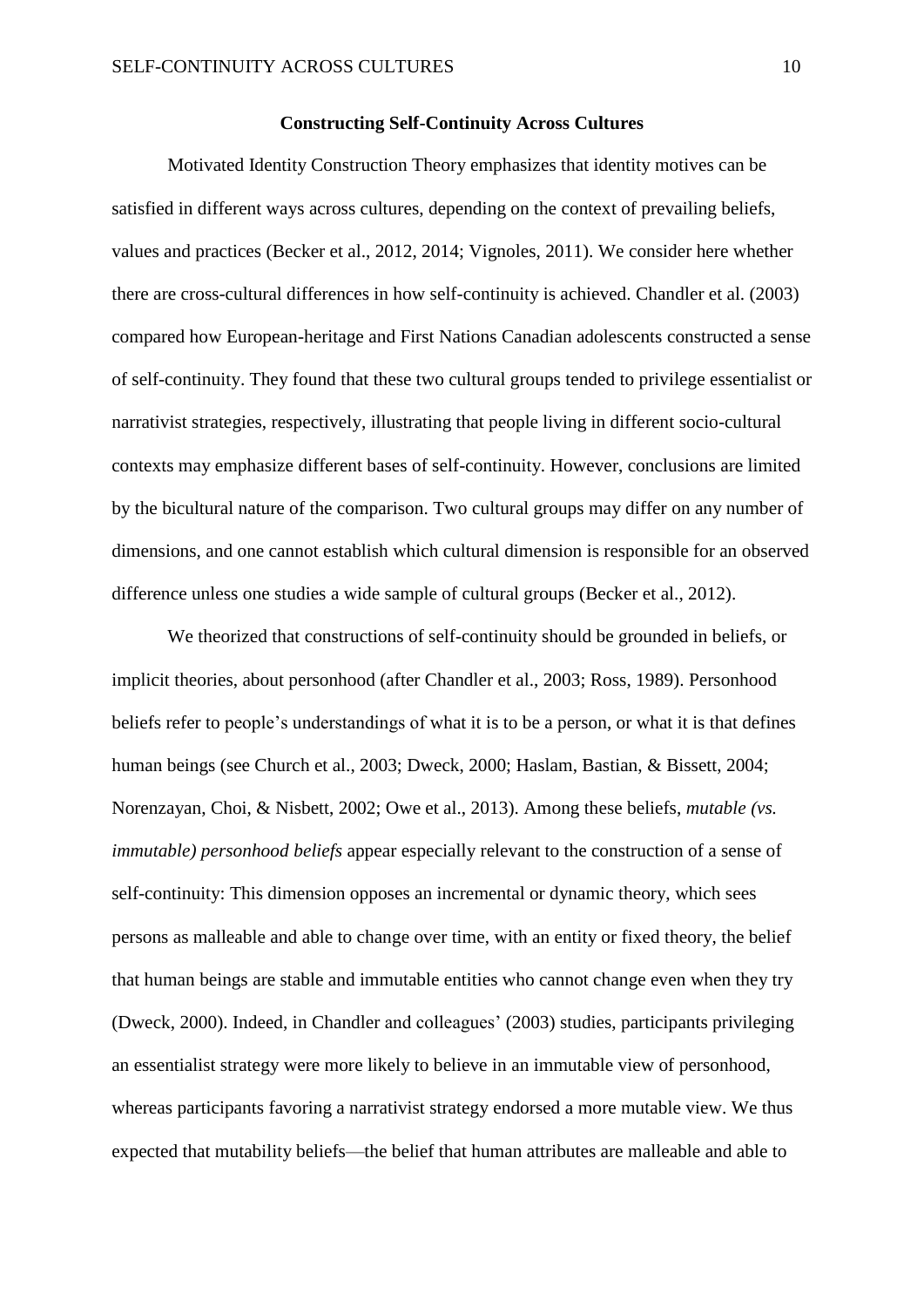## Constructing Self-Continuity Across Cultures

Motivated Identity Construction Theory emphasizes that identity motives can be satisfied in different ways across cultures, depending on the context of prevailing beliefs, values and practices (Becker et al., 2012, 2014; Vignoles, 2011). We consider here whether there are cross-cultural differences in how self-continuity is achieved. Chandler et al. (2003) compared how European-heritage and First Nations Canadian adolescents constructed a sense of self-continuity. They found that these two cultural groups tended to privilege essentialist or narrativist strategies, respectively, illustrating that people living in different socio-cultural contexts may emphasize different bases of self-continuity. However, conclusions are limited by the bicultural nature of the comparison. Two cultural groups may differ on any number of dimensions, and one cannot establish which cultural dimension is responsible for an observed difference unless one studies a wide sample of cultural groups (Becker et al., 2012).

We theorized that constructions of self-continuity should be grounded in beliefs, or implicit theories, about personhood (after Chandler et al., 2003; Ross, 1989). Personhood beliefs refer to people's understandings of what it is to be a person, or what it is that defines human beings (see Church et al., 2003; Dweck, 2000; Haslam, Bastian, & Bissett, 2004; Norenzayan, Choi, & Nisbett, 2002; Owe et al., 2013). Among these beliefs, *mutable (vs. immutable) personhood beliefs* appear especially relevant to the construction of a sense of self-continuity: This dimension opposes an incremental or dynamic theory, which sees persons as malleable and able to change over time, with an entity or fixed theory, the belief that human beings are stable and immutable entities who cannot change even when they try (Dweck, 2000). Indeed, in Chandler and colleagues' (2003) studies, participants privileging an essentialist strategy were more likely to believe in an immutable view of personhood, whereas participants favoring a narrativist strategy endorsed a more mutable view. We thus expected that mutability beliefs—the belief that human attributes are malleable and able to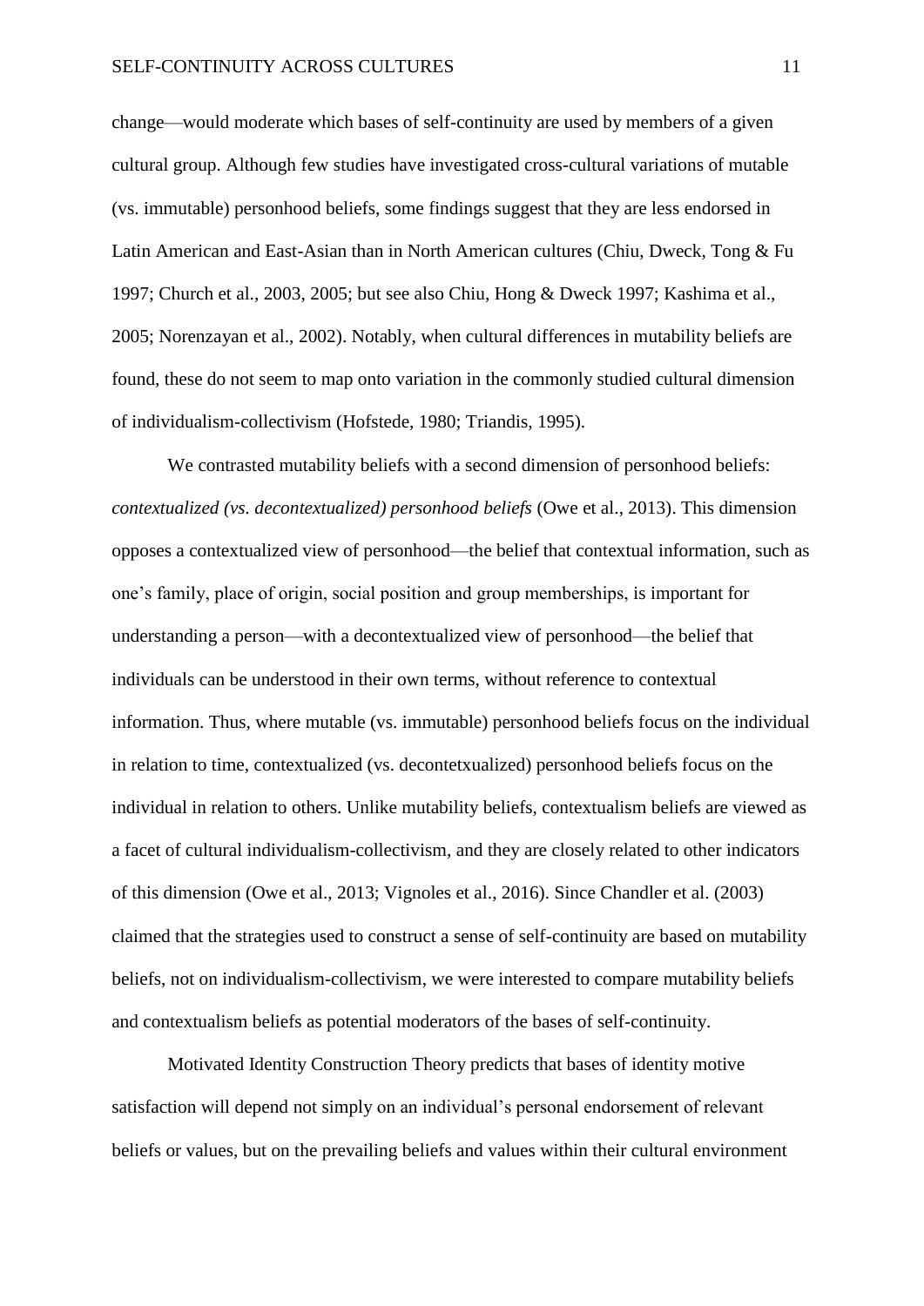change—would moderate which bases of self-continuity are used by members of a given cultural group. Although few studies have investigated cross-cultural variations of mutable (vs. immutable) personhood beliefs, some findings suggest that they are less endorsed in Latin American and East-Asian than in North American cultures (Chiu, Dweck, Tong & Fu 1997; Church et al., 2003, 2005; but see also Chiu, Hong & Dweck 1997; Kashima et al., 2005; Norenzayan et al., 2002). Notably, when cultural differences in mutability beliefs are found, these do not seem to map onto variation in the commonly studied cultural dimension of individualism-collectivism (Hofstede, 1980; Triandis, 1995).

We contrasted mutability beliefs with a second dimension of personhood beliefs: *contextualized (vs. decontextualized) personhood beliefs* (Owe et al., 2013). This dimension opposes a contextualized view of personhood—the belief that contextual information, such as one's family, place of origin, social position and group memberships, is important for understanding a person—with a decontextualized view of personhood—the belief that individuals can be understood in their own terms, without reference to contextual information. Thus, where mutable (vs. immutable) personhood beliefs focus on the individual in relation to time, contextualized (vs. decontetxualized) personhood beliefs focus on the individual in relation to others. Unlike mutability beliefs, contextualism beliefs are viewed as a facet of cultural individualism-collectivism, and they are closely related to other indicators of this dimension (Owe et al., 2013; Vignoles et al., 2016). Since Chandler et al. (2003) claimed that the strategies used to construct a sense of self-continuity are based on mutability beliefs, not on individualism-collectivism, we were interested to compare mutability beliefs and contextualism beliefs as potential moderators of the bases of self-continuity.

Motivated Identity Construction Theory predicts that bases of identity motive satisfaction will depend not simply on an individual's personal endorsement of relevant beliefs or values, but on the prevailing beliefs and values within their cultural environment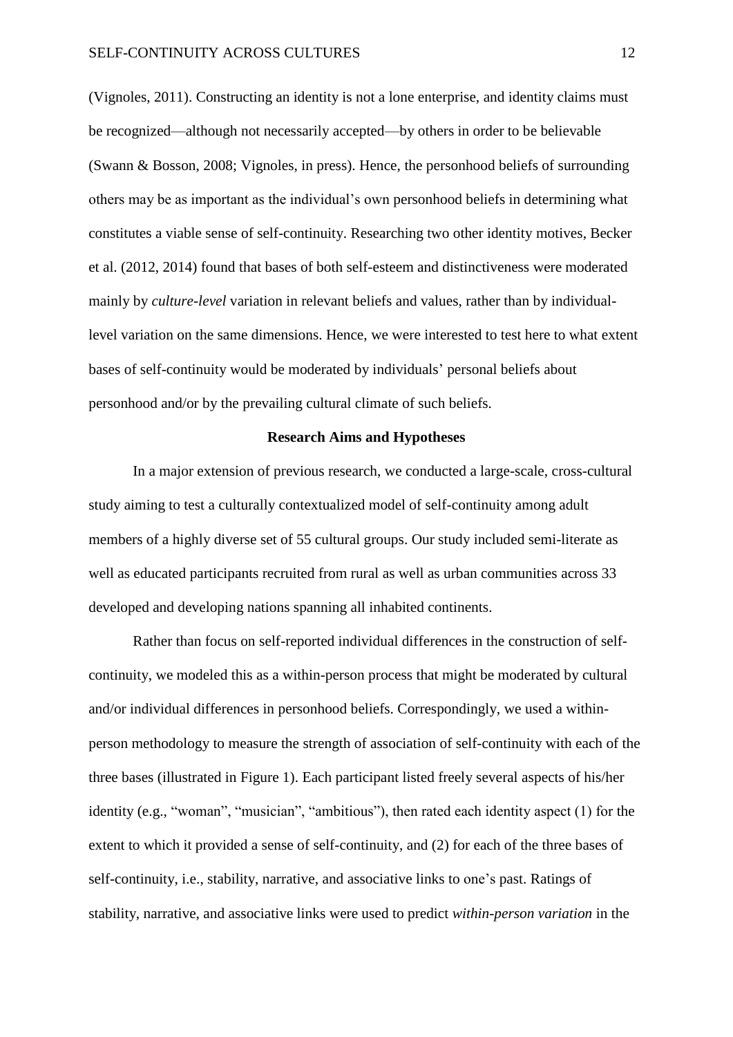(Vignoles, 2011). Constructing an identity is not a lone enterprise, and identity claims must be recognized—although not necessarily accepted—by others in order to be believable (Swann & Bosson, 2008; Vignoles, in press). Hence, the personhood beliefs of surrounding others may be as important as the individual's own personhood beliefs in determining what constitutes a viable sense of self-continuity. Researching two other identity motives, Becker et al. (2012, 2014) found that bases of both self-esteem and distinctiveness were moderated mainly by *culture-level* variation in relevant beliefs and values, rather than by individual-level variation on the same dimensions. Hence, we were interested to test here to what extent bases of self-continuity would be moderated by individuals' personal beliefs about personhood and/or by the prevailing cultural climate of such beliefs.

## Research Aims and Hypotheses

In a major extension of previous research, we conducted a large-scale, cross-cultural study aiming to test a culturally contextualized model of self-continuity among adult members of a highly diverse set of 55 cultural groups. Our study included semi-literate as well as educated participants recruited from rural as well as urban communities across 33 developed and developing nations spanning all inhabited continents.

Rather than focus on self-reported individual differences in the construction of self-continuity, we modeled this as a within-person process that might be moderated by cultural and/or individual differences in personhood beliefs. Correspondingly, we used a within-person methodology to measure the strength of association of self-continuity with each of the three bases (illustrated in Figure 1). Each participant listed freely several aspects of his/her identity (e.g., "woman", "musician", "ambitious"), then rated each identity aspect (1) for the extent to which it provided a sense of self-continuity, and (2) for each of the three bases of self-continuity, i.e., stability, narrative, and associative links to one's past. Ratings of stability, narrative, and associative links were used to predict *within-person variation* in the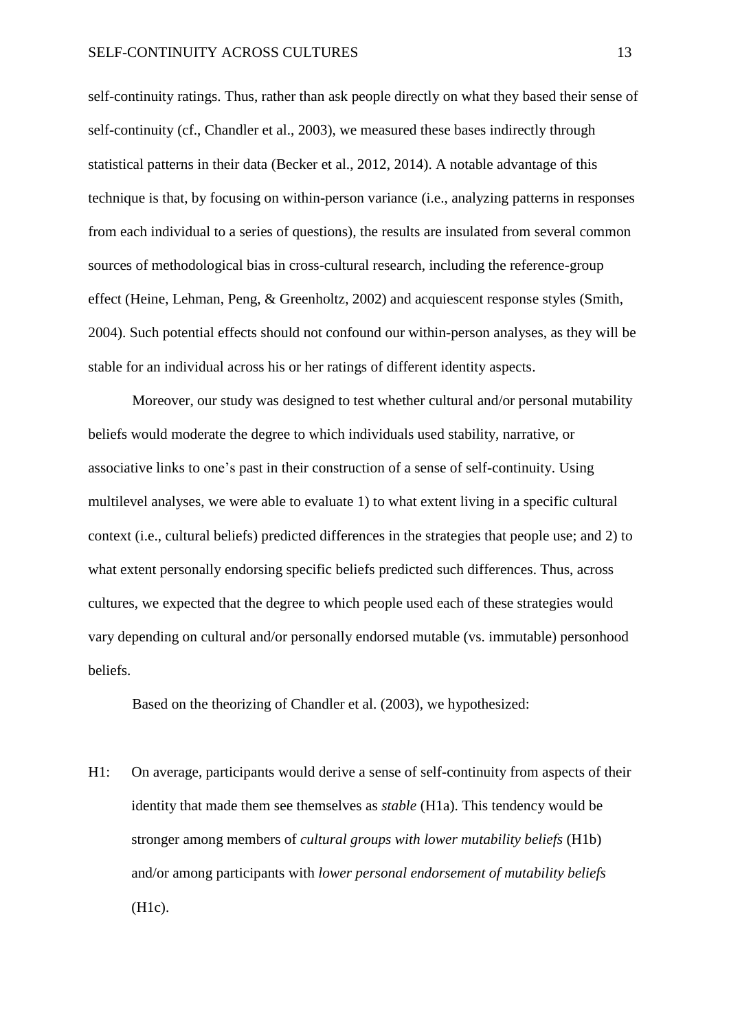self-continuity ratings. Thus, rather than ask people directly on what they based their sense of self-continuity (cf., Chandler et al., 2003), we measured these bases indirectly through statistical patterns in their data (Becker et al., 2012, 2014). A notable advantage of this technique is that, by focusing on within-person variance (i.e., analyzing patterns in responses from each individual to a series of questions), the results are insulated from several common sources of methodological bias in cross-cultural research, including the reference-group effect (Heine, Lehman, Peng, & Greenholtz, 2002) and acquiescent response styles (Smith, 2004). Such potential effects should not confound our within-person analyses, as they will be stable for an individual across his or her ratings of different identity aspects.

Moreover, our study was designed to test whether cultural and/or personal mutability beliefs would moderate the degree to which individuals used stability, narrative, or associative links to one's past in their construction of a sense of self-continuity. Using multilevel analyses, we were able to evaluate 1) to what extent living in a specific cultural context (i.e., cultural beliefs) predicted differences in the strategies that people use; and 2) to what extent personally endorsing specific beliefs predicted such differences. Thus, across cultures, we expected that the degree to which people used each of these strategies would vary depending on cultural and/or personally endorsed mutable (vs. immutable) personhood beliefs.

Based on the theorizing of Chandler et al. (2003), we hypothesized:

H1: On average, participants would derive a sense of self-continuity from aspects of their identity that made them see themselves as *stable* (H1a). This tendency would be stronger among members of *cultural groups with lower mutability beliefs* (H1b) and/or among participants with *lower personal endorsement of mutability beliefs* (H1c).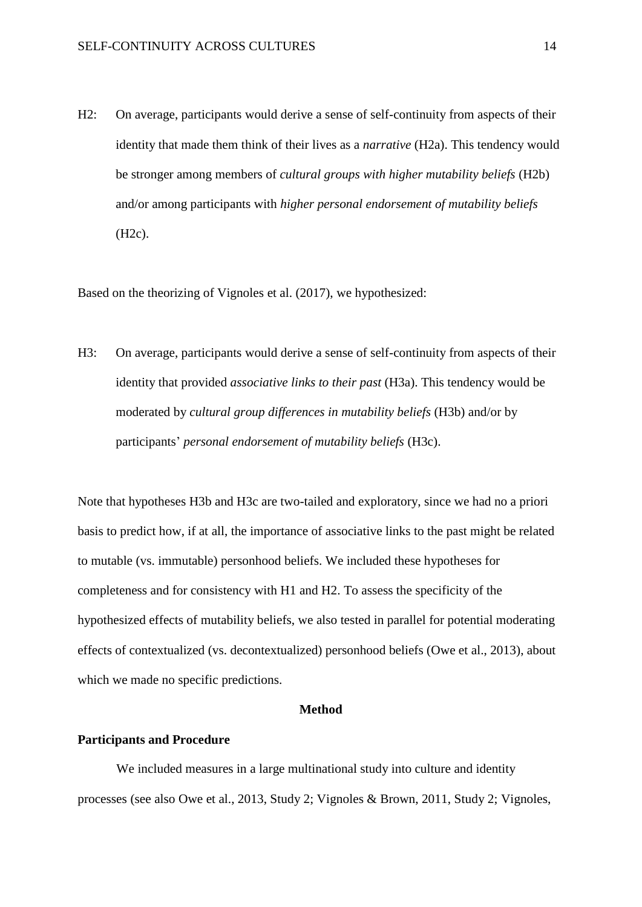H2: On average, participants would derive a sense of self-continuity from aspects of their identity that made them think of their lives as a *narrative* (H2a). This tendency would be stronger among members of *cultural groups with higher mutability beliefs* (H2b) and/or among participants with *higher personal endorsement of mutability beliefs* (H2c).

Based on the theorizing of Vignoles et al. (2017), we hypothesized:

H3: On average, participants would derive a sense of self-continuity from aspects of their identity that provided *associative links to their past* (H3a). This tendency would be moderated by *cultural group differences in mutability beliefs* (H3b) and/or by participants' *personal endorsement of mutability beliefs* (H3c).

Note that hypotheses H3b and H3c are two-tailed and exploratory, since we had no a priori basis to predict how, if at all, the importance of associative links to the past might be related to mutable (vs. immutable) personhood beliefs. We included these hypotheses for completeness and for consistency with H1 and H2. To assess the specificity of the hypothesized effects of mutability beliefs, we also tested in parallel for potential moderating effects of contextualized (vs. decontextualized) personhood beliefs (Owe et al., 2013), about which we made no specific predictions.

## Method

### Participants and Procedure

We included measures in a large multinational study into culture and identity processes (see also Owe et al., 2013, Study 2; Vignoles & Brown, 2011, Study 2; Vignoles,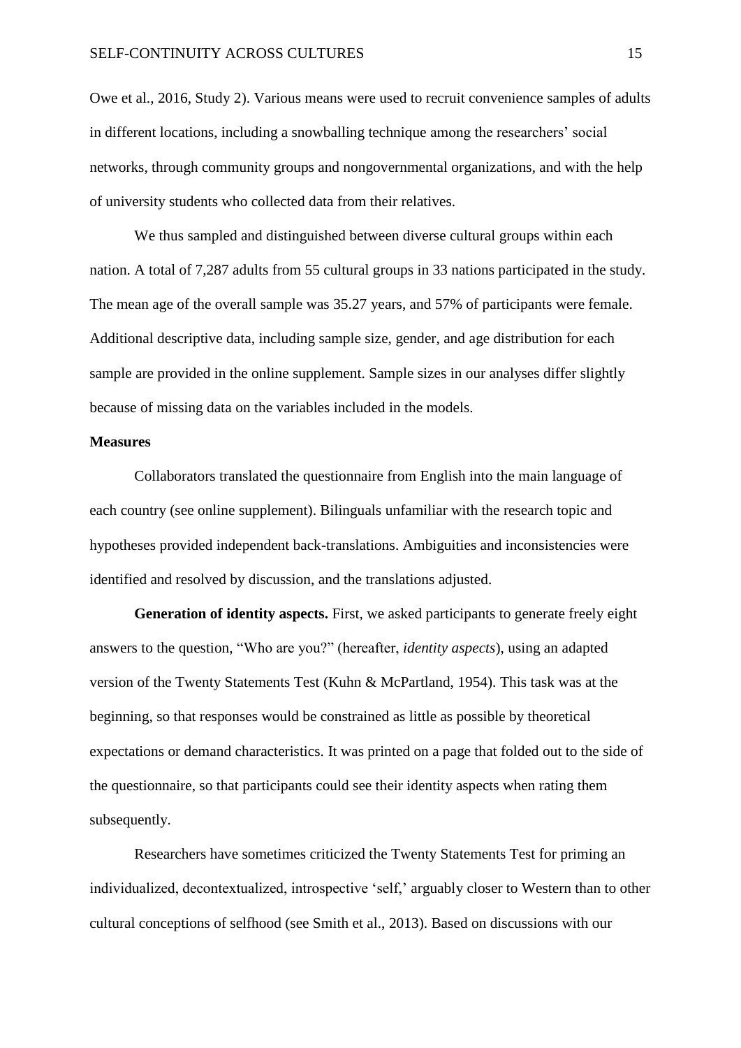Owe et al., 2016, Study 2). Various means were used to recruit convenience samples of adults in different locations, including a snowballing technique among the researchers' social networks, through community groups and nongovernmental organizations, and with the help of university students who collected data from their relatives.

We thus sampled and distinguished between diverse cultural groups within each nation. A total of 7,287 adults from 55 cultural groups in 33 nations participated in the study. The mean age of the overall sample was 35.27 years, and 57% of participants were female. Additional descriptive data, including sample size, gender, and age distribution for each sample are provided in the online supplement. Sample sizes in our analyses differ slightly because of missing data on the variables included in the models.

**Measures**

Collaborators translated the questionnaire from English into the main language of each country (see online supplement). Bilinguals unfamiliar with the research topic and hypotheses provided independent back-translations. Ambiguities and inconsistencies were identified and resolved by discussion, and the translations adjusted.

**Generation of identity aspects.** First, we asked participants to generate freely eight answers to the question, "Who are you?" (hereafter, *identity aspects*), using an adapted version of the Twenty Statements Test (Kuhn & McPartland, 1954). This task was at the beginning, so that responses would be constrained as little as possible by theoretical expectations or demand characteristics. It was printed on a page that folded out to the side of the questionnaire, so that participants could see their identity aspects when rating them subsequently.

Researchers have sometimes criticized the Twenty Statements Test for priming an individualized, decontextualized, introspective 'self,' arguably closer to Western than to other cultural conceptions of selfhood (see Smith et al., 2013). Based on discussions with our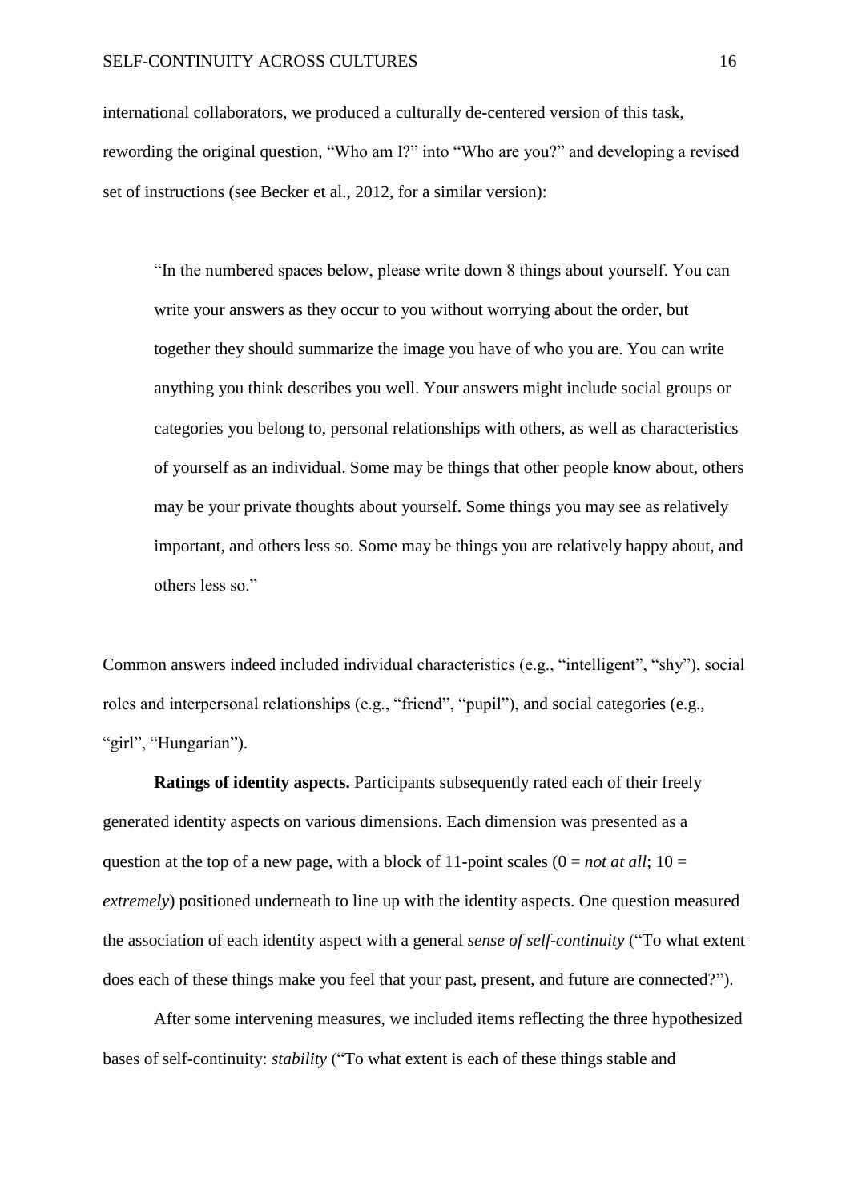international collaborators, we produced a culturally de-centered version of this task, rewording the original question, "Who am I?" into "Who are you?" and developing a revised set of instructions (see Becker et al., 2012, for a similar version):

> "In the numbered spaces below, please write down 8 things about yourself. You can write your answers as they occur to you without worrying about the order, but together they should summarize the image you have of who you are. You can write anything you think describes you well. Your answers might include social groups or categories you belong to, personal relationships with others, as well as characteristics of yourself as an individual. Some may be things that other people know about, others may be your private thoughts about yourself. Some things you may see as relatively important, and others less so. Some may be things you are relatively happy about, and others less so."

Common answers indeed included individual characteristics (e.g., "intelligent", "shy"), social roles and interpersonal relationships (e.g., "friend", "pupil"), and social categories (e.g., "girl", "Hungarian").

**Ratings of identity aspects.** Participants subsequently rated each of their freely generated identity aspects on various dimensions. Each dimension was presented as a question at the top of a new page, with a block of 11-point scales (0 = *not at all*; 10 = *extremely*) positioned underneath to line up with the identity aspects. One question measured the association of each identity aspect with a general *sense of self-continuity* ("To what extent does each of these things make you feel that your past, present, and future are connected?").

After some intervening measures, we included items reflecting the three hypothesized bases of self-continuity: *stability* ("To what extent is each of these things stable and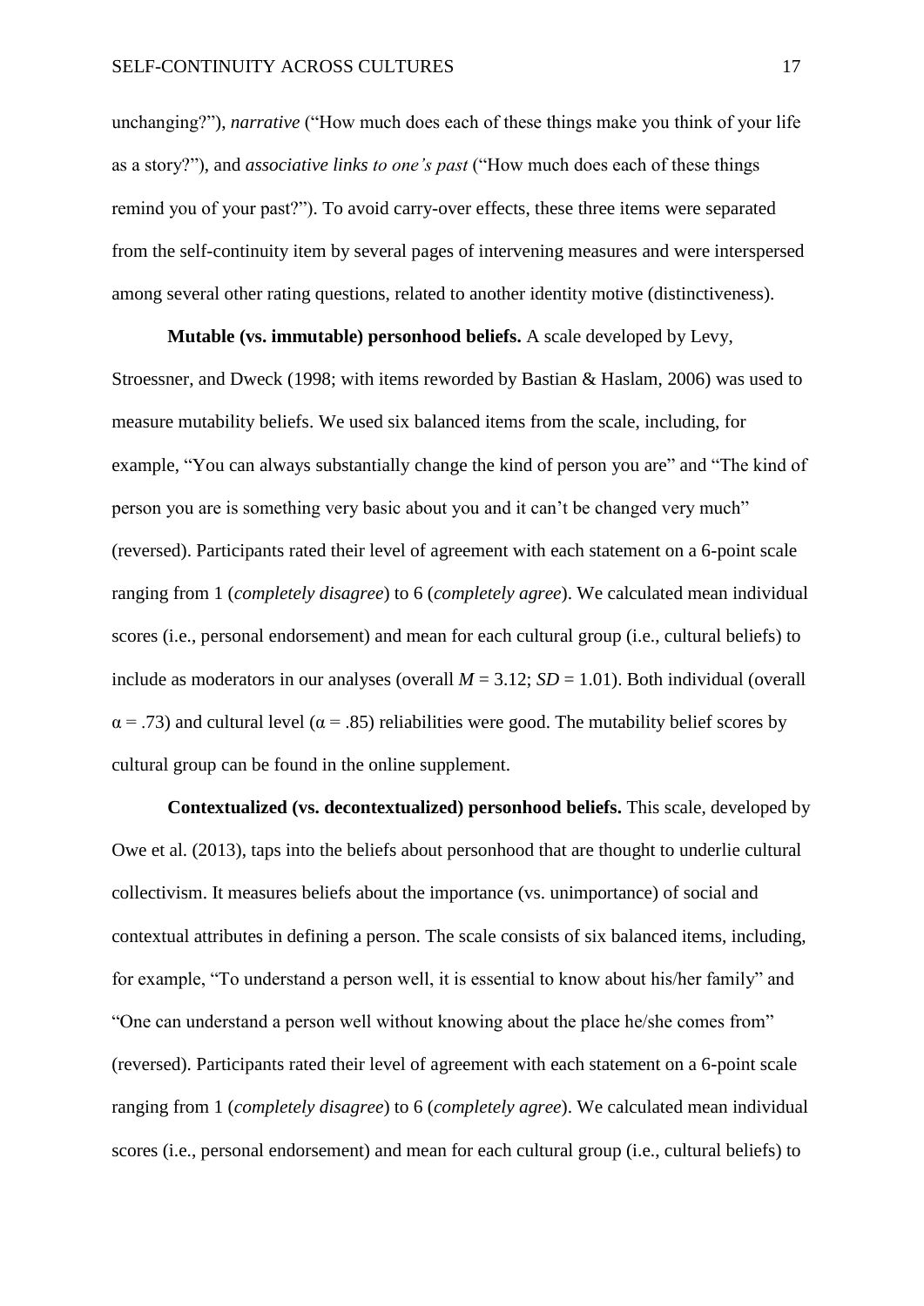unchanging?"), *narrative* ("How much does each of these things make you think of your life as a story?"), and *associative links to one's past* ("How much does each of these things remind you of your past?"). To avoid carry-over effects, these three items were separated from the self-continuity item by several pages of intervening measures and were interspersed among several other rating questions, related to another identity motive (distinctiveness).

**Mutable (vs. immutable) personhood beliefs.** A scale developed by Levy, Stroessner, and Dweck (1998; with items reworded by Bastian & Haslam, 2006) was used to measure mutability beliefs. We used six balanced items from the scale, including, for example, "You can always substantially change the kind of person you are" and "The kind of person you are is something very basic about you and it can't be changed very much" (reversed). Participants rated their level of agreement with each statement on a 6-point scale ranging from 1 (*completely disagree*) to 6 (*completely agree*). We calculated mean individual scores (i.e., personal endorsement) and mean for each cultural group (i.e., cultural beliefs) to include as moderators in our analyses (overall $M = 3.12$; $SD = 1.01$). Both individual (overall $\alpha = .73$) and cultural level ($\alpha = .85$) reliabilities were good. The mutability belief scores by cultural group can be found in the online supplement.

**Contextualized (vs. decontextualized) personhood beliefs.** This scale, developed by Owe et al. (2013), taps into the beliefs about personhood that are thought to underlie cultural collectivism. It measures beliefs about the importance (vs. unimportance) of social and contextual attributes in defining a person. The scale consists of six balanced items, including, for example, "To understand a person well, it is essential to know about his/her family" and "One can understand a person well without knowing about the place he/she comes from" (reversed). Participants rated their level of agreement with each statement on a 6-point scale ranging from 1 (*completely disagree*) to 6 (*completely agree*). We calculated mean individual scores (i.e., personal endorsement) and mean for each cultural group (i.e., cultural beliefs) to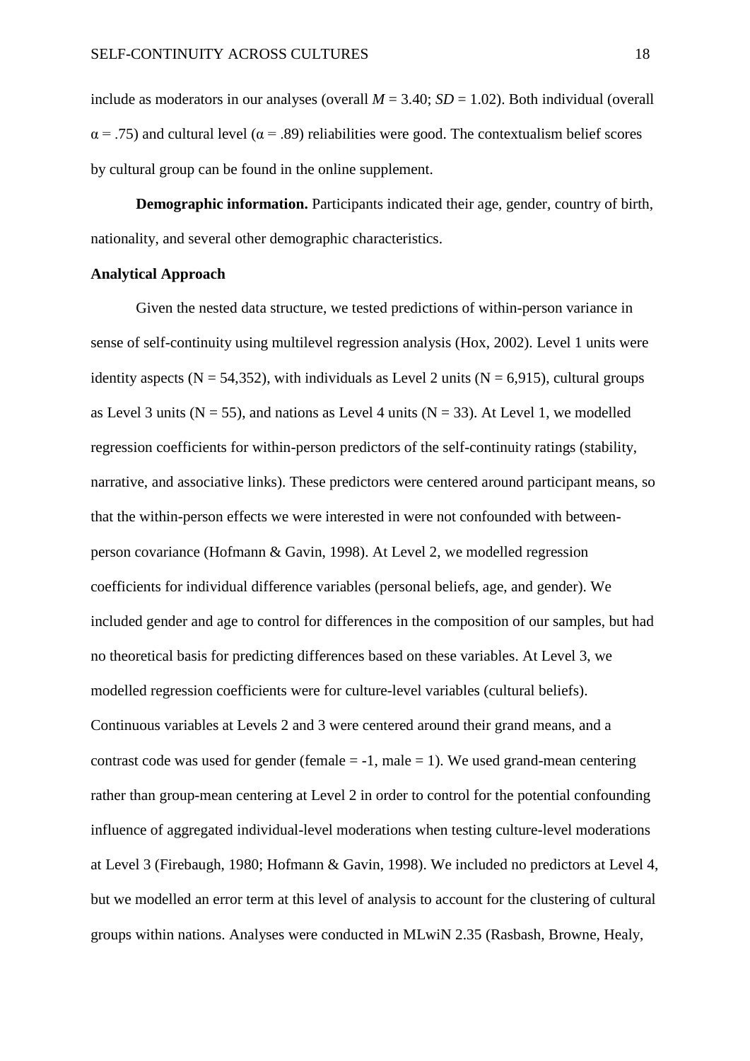include as moderators in our analyses (overall $M = 3.40$; $SD = 1.02$). Both individual (overall $\alpha = .75$) and cultural level ($\alpha = .89$) reliabilities were good. The contextualism belief scores by cultural group can be found in the online supplement.

**Demographic information.** Participants indicated their age, gender, country of birth, nationality, and several other demographic characteristics.

**Analytical Approach**

Given the nested data structure, we tested predictions of within-person variance in sense of self-continuity using multilevel regression analysis (Hox, 2002). Level 1 units were identity aspects ($N = 54,352$), with individuals as Level 2 units ($N = 6,915$), cultural groups as Level 3 units ($N = 55$), and nations as Level 4 units ($N = 33$). At Level 1, we modelled regression coefficients for within-person predictors of the self-continuity ratings (stability, narrative, and associative links). These predictors were centered around participant means, so that the within-person effects we were interested in were not confounded with between-person covariance (Hofmann & Gavin, 1998). At Level 2, we modelled regression coefficients for individual difference variables (personal beliefs, age, and gender). We included gender and age to control for differences in the composition of our samples, but had no theoretical basis for predicting differences based on these variables. At Level 3, we modelled regression coefficients were for culture-level variables (cultural beliefs). Continuous variables at Levels 2 and 3 were centered around their grand means, and a contrast code was used for gender (female = -1, male = 1). We used grand-mean centering rather than group-mean centering at Level 2 in order to control for the potential confounding influence of aggregated individual-level moderations when testing culture-level moderations at Level 3 (Firebaugh, 1980; Hofmann & Gavin, 1998). We included no predictors at Level 4, but we modelled an error term at this level of analysis to account for the clustering of cultural groups within nations. Analyses were conducted in MLwiN 2.35 (Rasbash, Browne, Healy,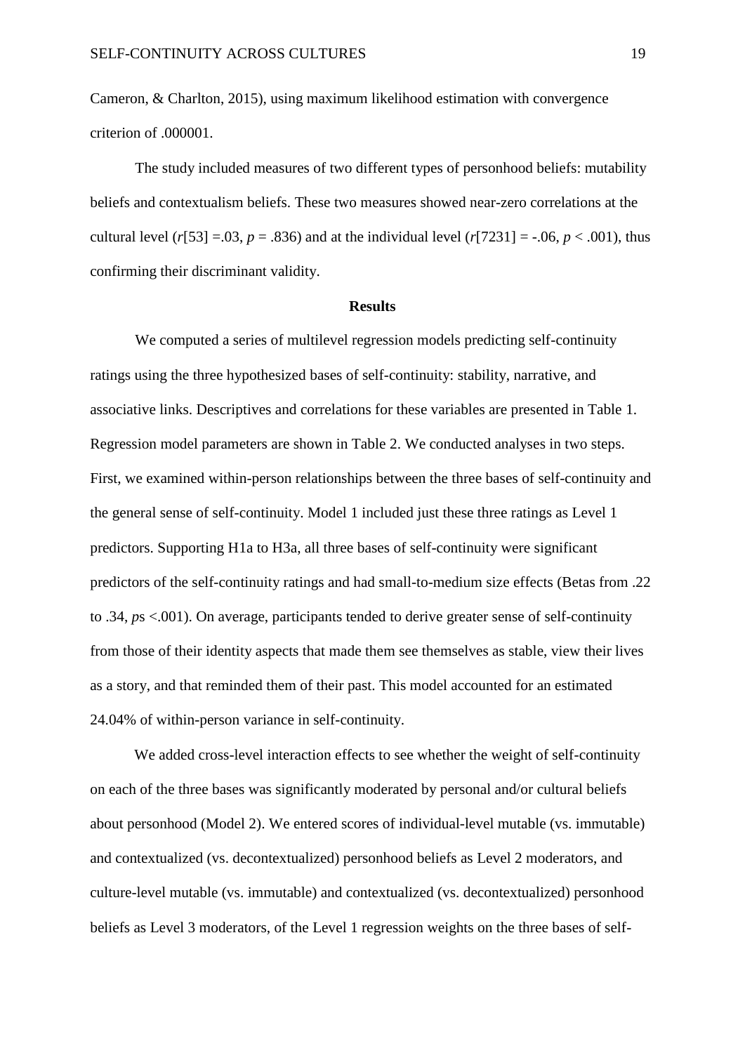Cameron, & Charlton, 2015), using maximum likelihood estimation with convergence criterion of .000001.

The study included measures of two different types of personhood beliefs: mutability beliefs and contextualism beliefs. These two measures showed near-zero correlations at the cultural level ($r[53] = .03$, $p = .836$) and at the individual level ($r[7231] = -.06$, $p < .001$), thus confirming their discriminant validity.

## Results

We computed a series of multilevel regression models predicting self-continuity ratings using the three hypothesized bases of self-continuity: stability, narrative, and associative links. Descriptives and correlations for these variables are presented in Table 1. Regression model parameters are shown in Table 2. We conducted analyses in two steps. First, we examined within-person relationships between the three bases of self-continuity and the general sense of self-continuity. Model 1 included just these three ratings as Level 1 predictors. Supporting H1a to H3a, all three bases of self-continuity were significant predictors of the self-continuity ratings and had small-to-medium size effects (Betas from .22 to .34, *p*s <.001). On average, participants tended to derive greater sense of self-continuity from those of their identity aspects that made them see themselves as stable, view their lives as a story, and that reminded them of their past. This model accounted for an estimated 24.04% of within-person variance in self-continuity.

We added cross-level interaction effects to see whether the weight of self-continuity on each of the three bases was significantly moderated by personal and/or cultural beliefs about personhood (Model 2). We entered scores of individual-level mutable (vs. immutable) and contextualized (vs. decontextualized) personhood beliefs as Level 2 moderators, and culture-level mutable (vs. immutable) and contextualized (vs. decontextualized) personhood beliefs as Level 3 moderators, of the Level 1 regression weights on the three bases of self-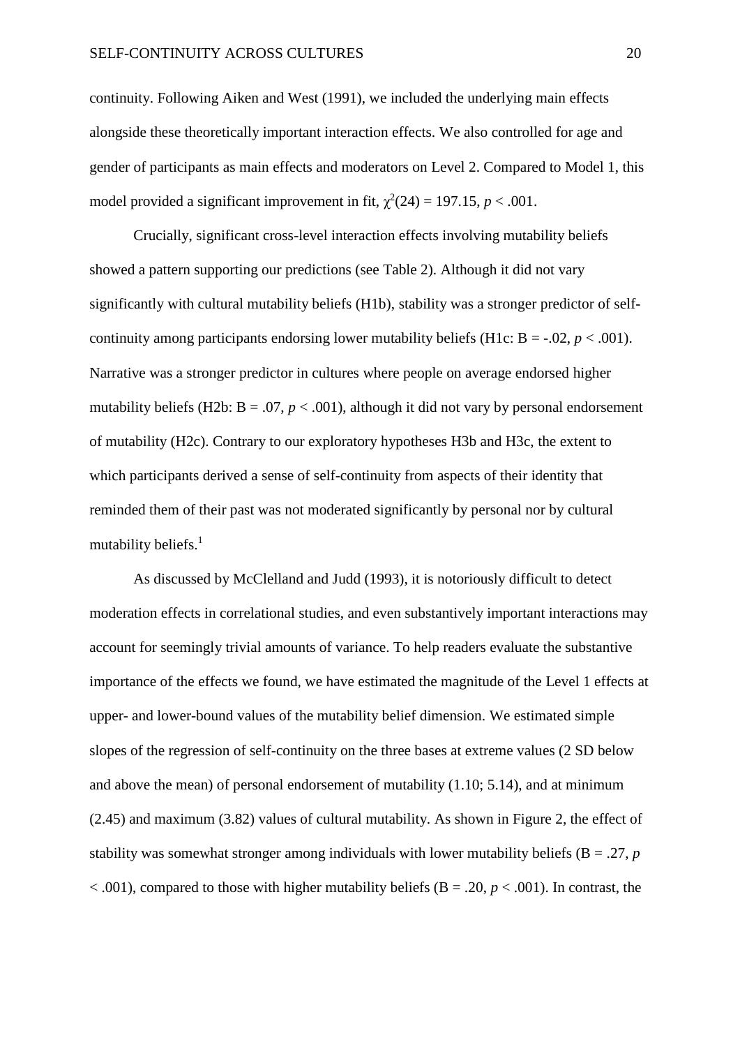continuity. Following Aiken and West (1991), we included the underlying main effects alongside these theoretically important interaction effects. We also controlled for age and gender of participants as main effects and moderators on Level 2. Compared to Model 1, this model provided a significant improvement in fit, $\chi^2(24) = 197.15$, $p < .001$.

Crucially, significant cross-level interaction effects involving mutability beliefs showed a pattern supporting our predictions (see Table 2). Although it did not vary significantly with cultural mutability beliefs (H1b), stability was a stronger predictor of self-continuity among participants endorsing lower mutability beliefs (H1c: B = -.02, $p < .001$). Narrative was a stronger predictor in cultures where people on average endorsed higher mutability beliefs (H2b: B = .07, $p < .001$), although it did not vary by personal endorsement of mutability (H2c). Contrary to our exploratory hypotheses H3b and H3c, the extent to which participants derived a sense of self-continuity from aspects of their identity that reminded them of their past was not moderated significantly by personal nor by cultural mutability beliefs.[1]

As discussed by McClelland and Judd (1993), it is notoriously difficult to detect moderation effects in correlational studies, and even substantively important interactions may account for seemingly trivial amounts of variance. To help readers evaluate the substantive importance of the effects we found, we have estimated the magnitude of the Level 1 effects at upper- and lower-bound values of the mutability belief dimension. We estimated simple slopes of the regression of self-continuity on the three bases at extreme values (2 SD below and above the mean) of personal endorsement of mutability (1.10; 5.14), and at minimum (2.45) and maximum (3.82) values of cultural mutability. As shown in Figure 2, the effect of stability was somewhat stronger among individuals with lower mutability beliefs (B = .27, $p < .001$), compared to those with higher mutability beliefs (B = .20, $p < .001$). In contrast, the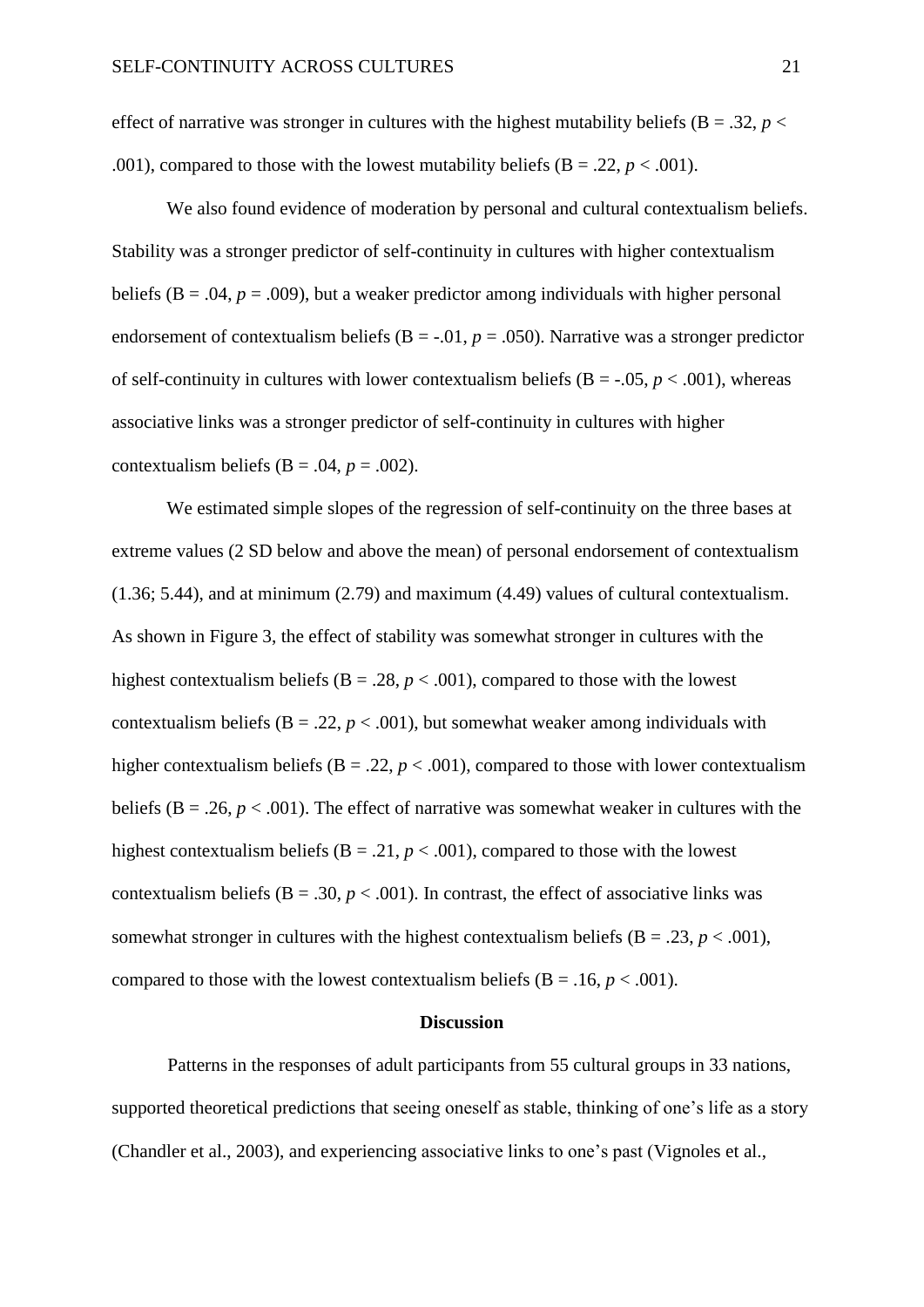effect of narrative was stronger in cultures with the highest mutability beliefs (B = .32, $p < .001$), compared to those with the lowest mutability beliefs (B = .22, $p < .001$).

We also found evidence of moderation by personal and cultural contextualism beliefs. Stability was a stronger predictor of self-continuity in cultures with higher contextualism beliefs (B = .04, $p = .009$), but a weaker predictor among individuals with higher personal endorsement of contextualism beliefs (B = -.01, $p = .050$). Narrative was a stronger predictor of self-continuity in cultures with lower contextualism beliefs (B = -.05, $p < .001$), whereas associative links was a stronger predictor of self-continuity in cultures with higher contextualism beliefs (B = .04, $p = .002$).

We estimated simple slopes of the regression of self-continuity on the three bases at extreme values (2 SD below and above the mean) of personal endorsement of contextualism (1.36; 5.44), and at minimum (2.79) and maximum (4.49) values of cultural contextualism. As shown in Figure 3, the effect of stability was somewhat stronger in cultures with the highest contextualism beliefs (B = .28, $p < .001$), compared to those with the lowest contextualism beliefs (B = .22, $p < .001$), but somewhat weaker among individuals with higher contextualism beliefs (B = .22, $p < .001$), compared to those with lower contextualism beliefs (B = .26, $p < .001$). The effect of narrative was somewhat weaker in cultures with the highest contextualism beliefs (B = .21, $p < .001$), compared to those with the lowest contextualism beliefs (B = .30, $p < .001$). In contrast, the effect of associative links was somewhat stronger in cultures with the highest contextualism beliefs (B = .23, $p < .001$), compared to those with the lowest contextualism beliefs (B = .16, $p < .001$).

## Discussion

Patterns in the responses of adult participants from 55 cultural groups in 33 nations, supported theoretical predictions that seeing oneself as stable, thinking of one's life as a story (Chandler et al., 2003), and experiencing associative links to one's past (Vignoles et al.,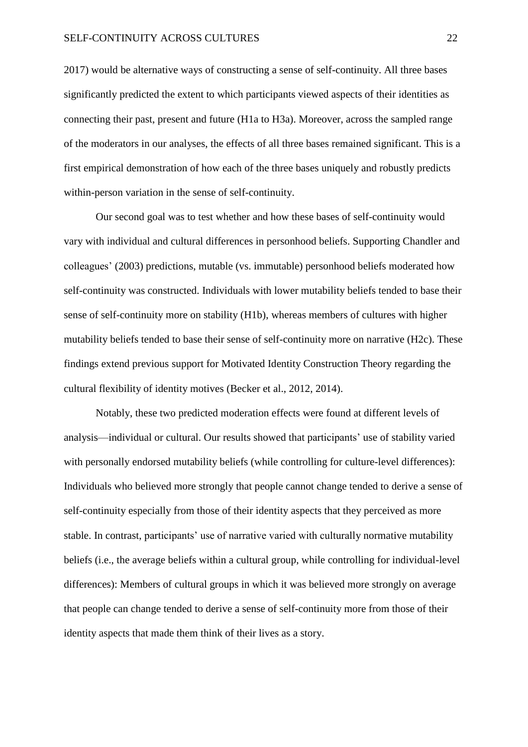2017) would be alternative ways of constructing a sense of self-continuity. All three bases significantly predicted the extent to which participants viewed aspects of their identities as connecting their past, present and future (H1a to H3a). Moreover, across the sampled range of the moderators in our analyses, the effects of all three bases remained significant. This is a first empirical demonstration of how each of the three bases uniquely and robustly predicts within-person variation in the sense of self-continuity.

Our second goal was to test whether and how these bases of self-continuity would vary with individual and cultural differences in personhood beliefs. Supporting Chandler and colleagues' (2003) predictions, mutable (vs. immutable) personhood beliefs moderated how self-continuity was constructed. Individuals with lower mutability beliefs tended to base their sense of self-continuity more on stability (H1b), whereas members of cultures with higher mutability beliefs tended to base their sense of self-continuity more on narrative (H2c). These findings extend previous support for Motivated Identity Construction Theory regarding the cultural flexibility of identity motives (Becker et al., 2012, 2014).

Notably, these two predicted moderation effects were found at different levels of analysis—individual or cultural. Our results showed that participants' use of stability varied with personally endorsed mutability beliefs (while controlling for culture-level differences): Individuals who believed more strongly that people cannot change tended to derive a sense of self-continuity especially from those of their identity aspects that they perceived as more stable. In contrast, participants' use of narrative varied with culturally normative mutability beliefs (i.e., the average beliefs within a cultural group, while controlling for individual-level differences): Members of cultural groups in which it was believed more strongly on average that people can change tended to derive a sense of self-continuity more from those of their identity aspects that made them think of their lives as a story.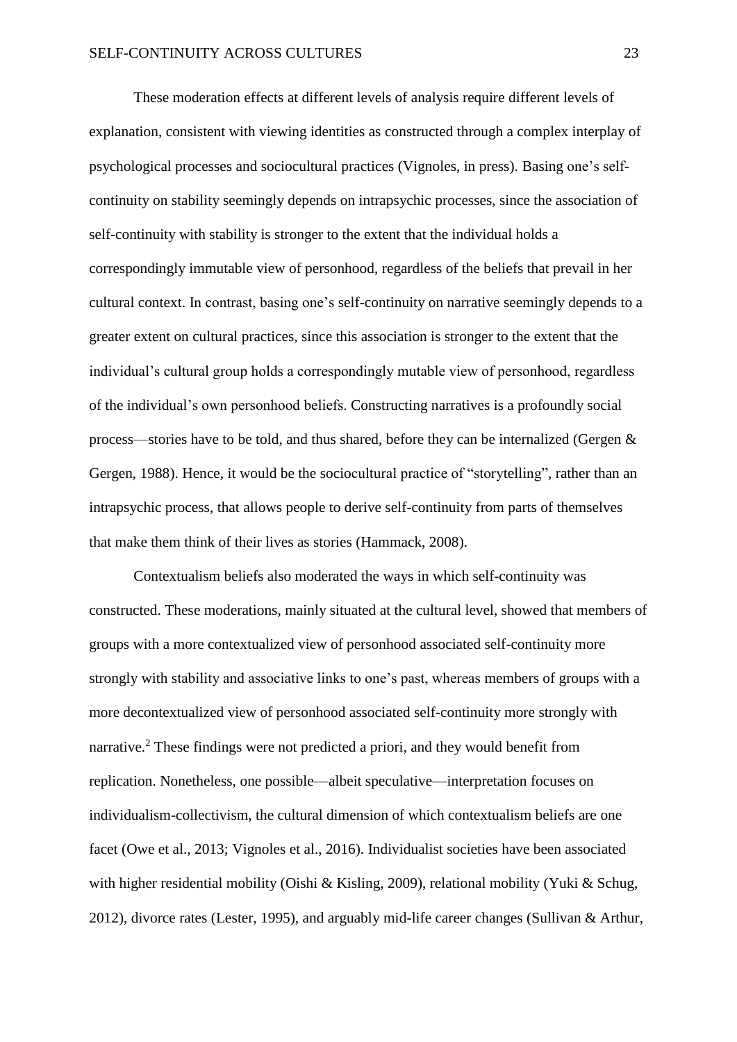These moderation effects at different levels of analysis require different levels of explanation, consistent with viewing identities as constructed through a complex interplay of psychological processes and sociocultural practices (Vignoles, in press). Basing one's self-continuity on stability seemingly depends on intrapsychic processes, since the association of self-continuity with stability is stronger to the extent that the individual holds a correspondingly immutable view of personhood, regardless of the beliefs that prevail in her cultural context. In contrast, basing one's self-continuity on narrative seemingly depends to a greater extent on cultural practices, since this association is stronger to the extent that the individual's cultural group holds a correspondingly mutable view of personhood, regardless of the individual's own personhood beliefs. Constructing narratives is a profoundly social process—stories have to be told, and thus shared, before they can be internalized (Gergen & Gergen, 1988). Hence, it would be the sociocultural practice of "storytelling", rather than an intrapsychic process, that allows people to derive self-continuity from parts of themselves that make them think of their lives as stories (Hammack, 2008).

Contextualism beliefs also moderated the ways in which self-continuity was constructed. These moderations, mainly situated at the cultural level, showed that members of groups with a more contextualized view of personhood associated self-continuity more strongly with stability and associative links to one's past, whereas members of groups with a more decontextualized view of personhood associated self-continuity more strongly with narrative.[2] These findings were not predicted a priori, and they would benefit from replication. Nonetheless, one possible—albeit speculative—interpretation focuses on individualism-collectivism, the cultural dimension of which contextualism beliefs are one facet (Owe et al., 2013; Vignoles et al., 2016). Individualist societies have been associated with higher residential mobility (Oishi & Kisling, 2009), relational mobility (Yuki & Schug, 2012), divorce rates (Lester, 1995), and arguably mid-life career changes (Sullivan & Arthur,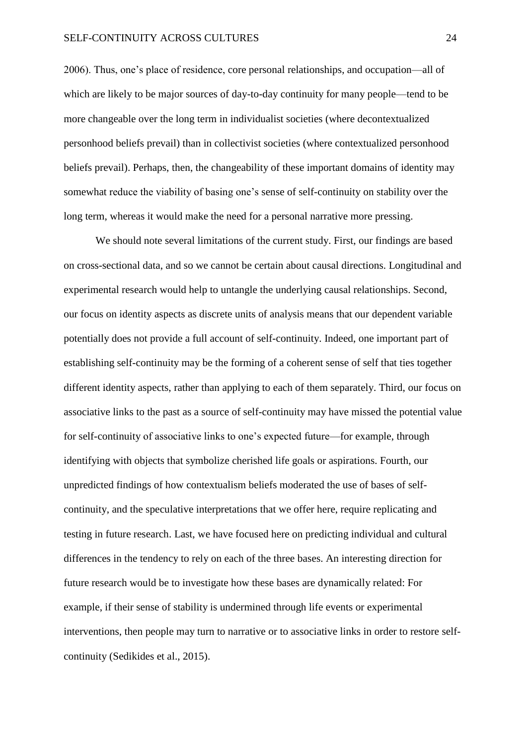2006). Thus, one's place of residence, core personal relationships, and occupation—all of which are likely to be major sources of day-to-day continuity for many people—tend to be more changeable over the long term in individualist societies (where decontextualized personhood beliefs prevail) than in collectivist societies (where contextualized personhood beliefs prevail). Perhaps, then, the changeability of these important domains of identity may somewhat reduce the viability of basing one's sense of self-continuity on stability over the long term, whereas it would make the need for a personal narrative more pressing.

We should note several limitations of the current study. First, our findings are based on cross-sectional data, and so we cannot be certain about causal directions. Longitudinal and experimental research would help to untangle the underlying causal relationships. Second, our focus on identity aspects as discrete units of analysis means that our dependent variable potentially does not provide a full account of self-continuity. Indeed, one important part of establishing self-continuity may be the forming of a coherent sense of self that ties together different identity aspects, rather than applying to each of them separately. Third, our focus on associative links to the past as a source of self-continuity may have missed the potential value for self-continuity of associative links to one's expected future—for example, through identifying with objects that symbolize cherished life goals or aspirations. Fourth, our unpredicted findings of how contextualism beliefs moderated the use of bases of self-continuity, and the speculative interpretations that we offer here, require replicating and testing in future research. Last, we have focused here on predicting individual and cultural differences in the tendency to rely on each of the three bases. An interesting direction for future research would be to investigate how these bases are dynamically related: For example, if their sense of stability is undermined through life events or experimental interventions, then people may turn to narrative or to associative links in order to restore self-continuity (Sedikides et al., 2015).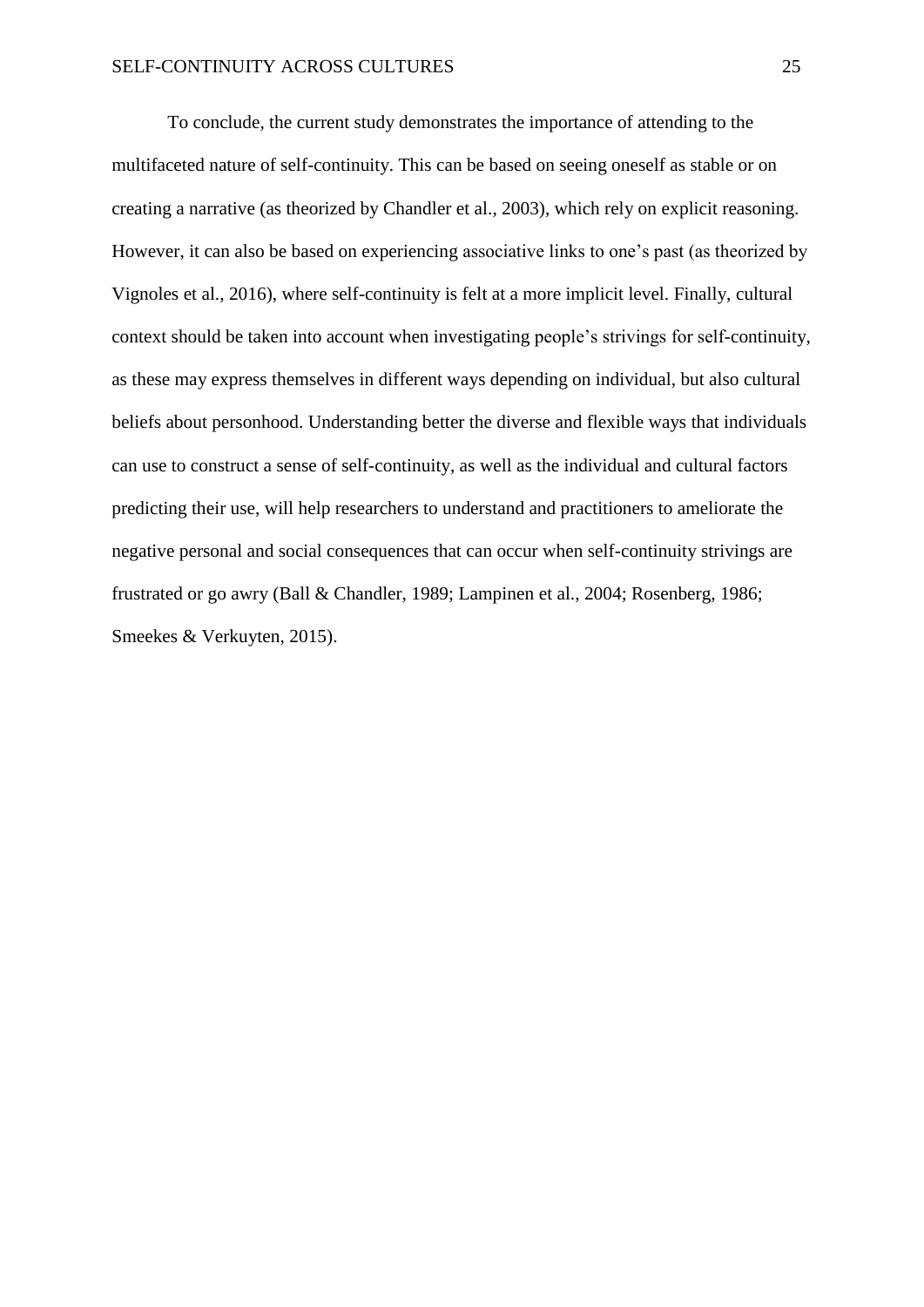To conclude, the current study demonstrates the importance of attending to the multifaceted nature of self-continuity. This can be based on seeing oneself as stable or on creating a narrative (as theorized by Chandler et al., 2003), which rely on explicit reasoning. However, it can also be based on experiencing associative links to one's past (as theorized by Vignoles et al., 2016), where self-continuity is felt at a more implicit level. Finally, cultural context should be taken into account when investigating people's strivings for self-continuity, as these may express themselves in different ways depending on individual, but also cultural beliefs about personhood. Understanding better the diverse and flexible ways that individuals can use to construct a sense of self-continuity, as well as the individual and cultural factors predicting their use, will help researchers to understand and practitioners to ameliorate the negative personal and social consequences that can occur when self-continuity strivings are frustrated or go awry (Ball & Chandler, 1989; Lampinen et al., 2004; Rosenberg, 1986; Smeekes & Verkuyten, 2015).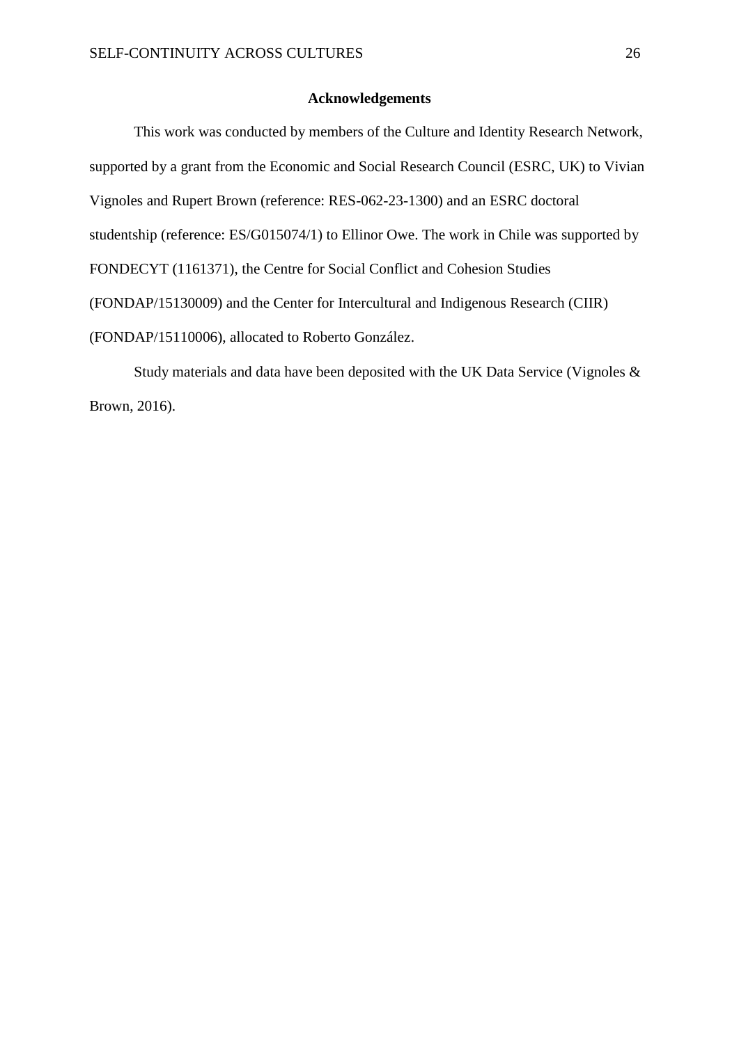## Acknowledgements

This work was conducted by members of the Culture and Identity Research Network, supported by a grant from the Economic and Social Research Council (ESRC, UK) to Vivian Vignoles and Rupert Brown (reference: RES-062-23-1300) and an ESRC doctoral studentship (reference: ES/G015074/1) to Ellinor Owe. The work in Chile was supported by FONDECYT (1161371), the Centre for Social Conflict and Cohesion Studies (FONDAP/15130009) and the Center for Intercultural and Indigenous Research (CIIR) (FONDAP/15110006), allocated to Roberto González.

Study materials and data have been deposited with the UK Data Service (Vignoles & Brown, 2016).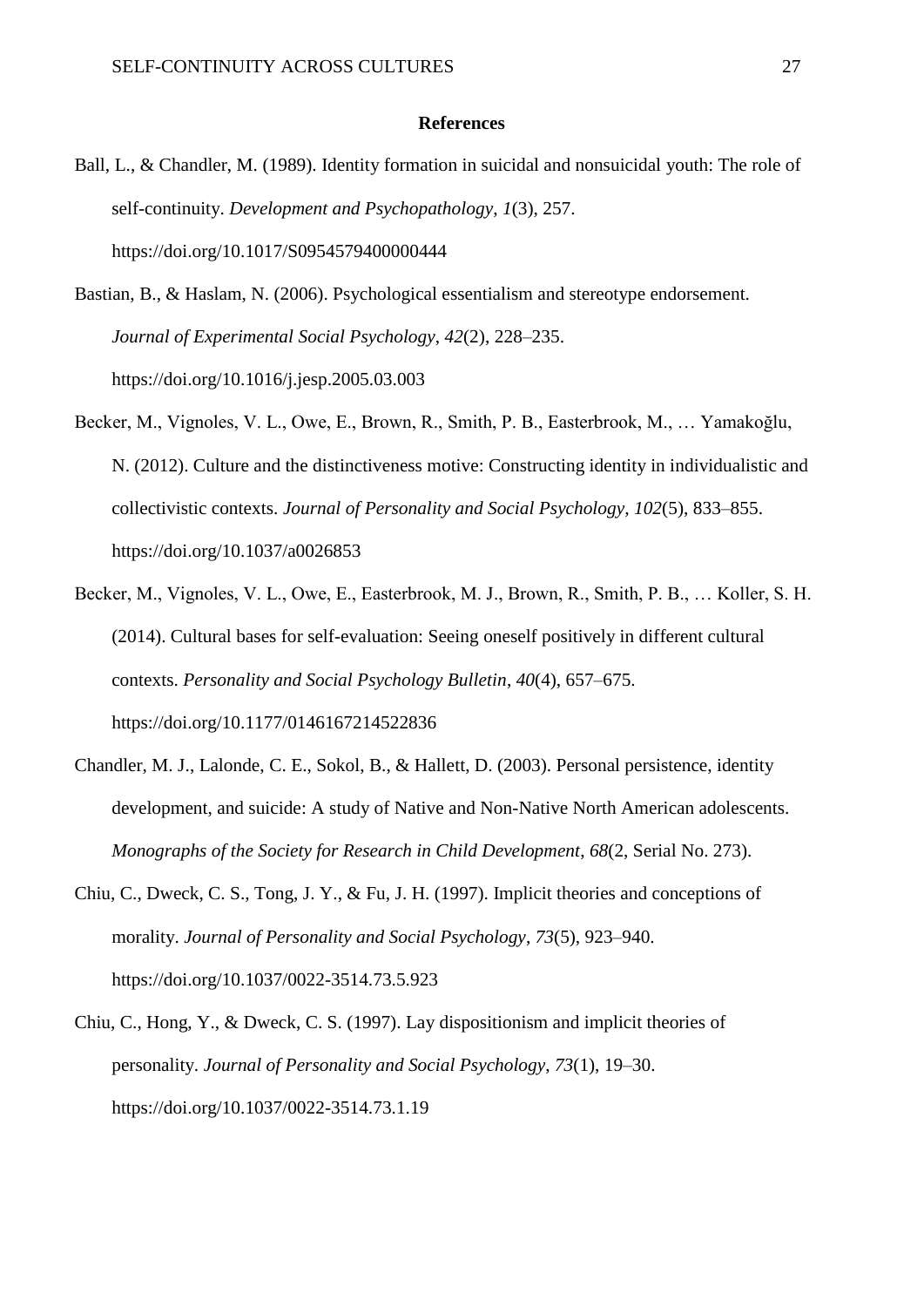## References

Ball, L., & Chandler, M. (1989). Identity formation in suicidal and nonsuicidal youth: The role of self-continuity. *Development and Psychopathology*, *1*(3), 257. https://doi.org/10.1017/S0954579400000444

Bastian, B., & Haslam, N. (2006). Psychological essentialism and stereotype endorsement. *Journal of Experimental Social Psychology*, *42*(2), 228–235. https://doi.org/10.1016/j.jesp.2005.03.003

Becker, M., Vignoles, V. L., Owe, E., Brown, R., Smith, P. B., Easterbrook, M., … Yamakoğlu, N. (2012). Culture and the distinctiveness motive: Constructing identity in individualistic and collectivistic contexts. *Journal of Personality and Social Psychology*, *102*(5), 833–855. https://doi.org/10.1037/a0026853

Becker, M., Vignoles, V. L., Owe, E., Easterbrook, M. J., Brown, R., Smith, P. B., … Koller, S. H. (2014). Cultural bases for self-evaluation: Seeing oneself positively in different cultural contexts. *Personality and Social Psychology Bulletin*, *40*(4), 657–675. https://doi.org/10.1177/0146167214522836

Chandler, M. J., Lalonde, C. E., Sokol, B., & Hallett, D. (2003). Personal persistence, identity development, and suicide: A study of Native and Non-Native North American adolescents. *Monographs of the Society for Research in Child Development*, *68*(2, Serial No. 273).

Chiu, C., Dweck, C. S., Tong, J. Y., & Fu, J. H. (1997). Implicit theories and conceptions of morality. *Journal of Personality and Social Psychology*, *73*(5), 923–940. https://doi.org/10.1037/0022-3514.73.5.923

Chiu, C., Hong, Y., & Dweck, C. S. (1997). Lay dispositionism and implicit theories of personality. *Journal of Personality and Social Psychology*, *73*(1), 19–30. https://doi.org/10.1037/0022-3514.73.1.19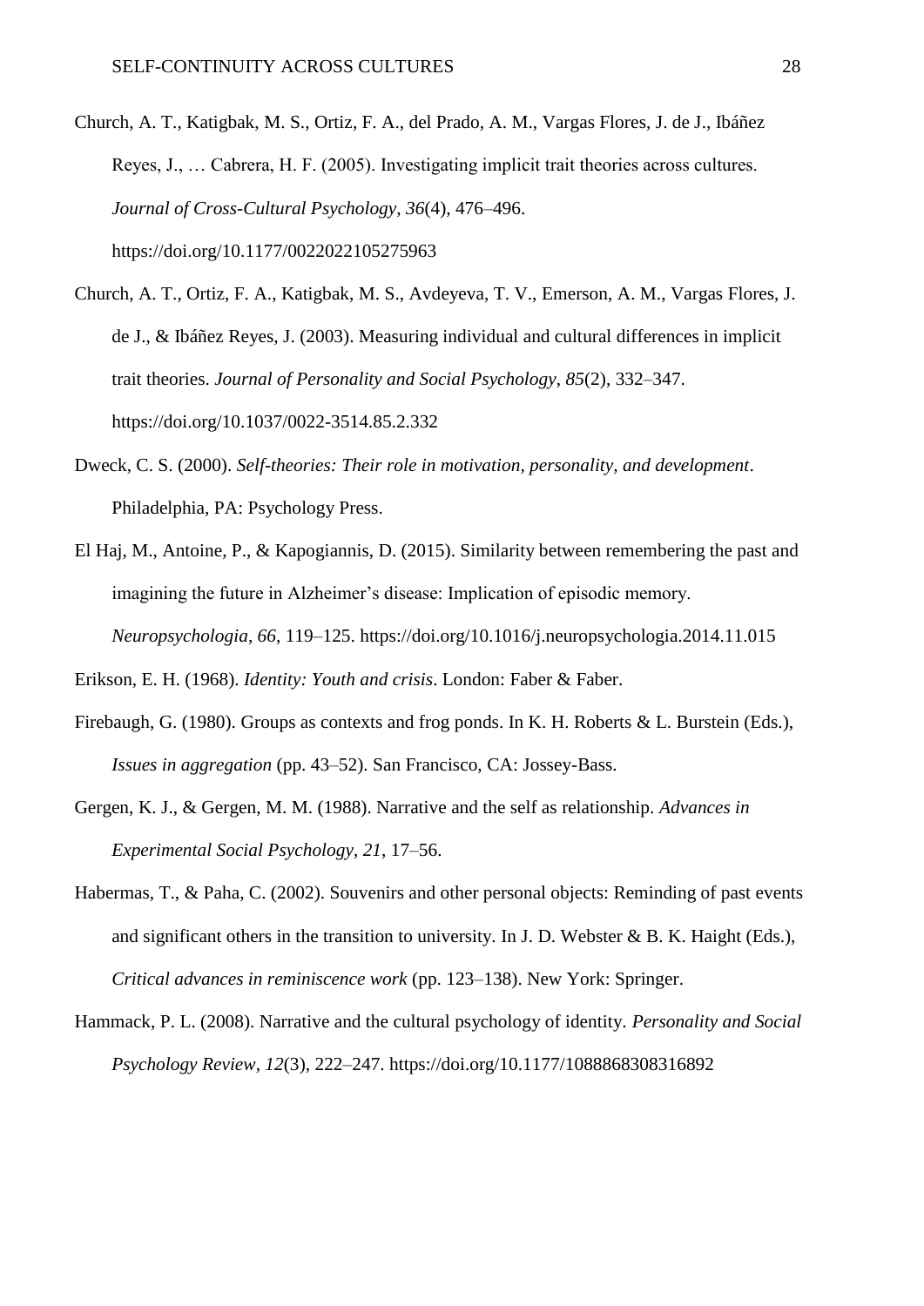Church, A. T., Katigbak, M. S., Ortiz, F. A., del Prado, A. M., Vargas Flores, J. de J., Ibáñez Reyes, J., … Cabrera, H. F. (2005). Investigating implicit trait theories across cultures. *Journal of Cross-Cultural Psychology*, *36*(4), 476–496. https://doi.org/10.1177/0022022105275963

Church, A. T., Ortiz, F. A., Katigbak, M. S., Avdeyeva, T. V., Emerson, A. M., Vargas Flores, J. de J., & Ibáñez Reyes, J. (2003). Measuring individual and cultural differences in implicit trait theories. *Journal of Personality and Social Psychology*, *85*(2), 332–347. https://doi.org/10.1037/0022-3514.85.2.332

Dweck, C. S. (2000). *Self-theories: Their role in motivation, personality, and development*. Philadelphia, PA: Psychology Press.

El Haj, M., Antoine, P., & Kapogiannis, D. (2015). Similarity between remembering the past and imagining the future in Alzheimer's disease: Implication of episodic memory. *Neuropsychologia*, *66*, 119–125. https://doi.org/10.1016/j.neuropsychologia.2014.11.015

Erikson, E. H. (1968). *Identity: Youth and crisis*. London: Faber & Faber.

Firebaugh, G. (1980). Groups as contexts and frog ponds. In K. H. Roberts & L. Burstein (Eds.), *Issues in aggregation* (pp. 43–52). San Francisco, CA: Jossey-Bass.

Gergen, K. J., & Gergen, M. M. (1988). Narrative and the self as relationship. *Advances in Experimental Social Psychology*, *21*, 17–56.

Habermas, T., & Paha, C. (2002). Souvenirs and other personal objects: Reminding of past events and significant others in the transition to university. In J. D. Webster & B. K. Haight (Eds.), *Critical advances in reminiscence work* (pp. 123–138). New York: Springer.

Hammack, P. L. (2008). Narrative and the cultural psychology of identity. *Personality and Social Psychology Review*, *12*(3), 222–247. https://doi.org/10.1177/1088868308316892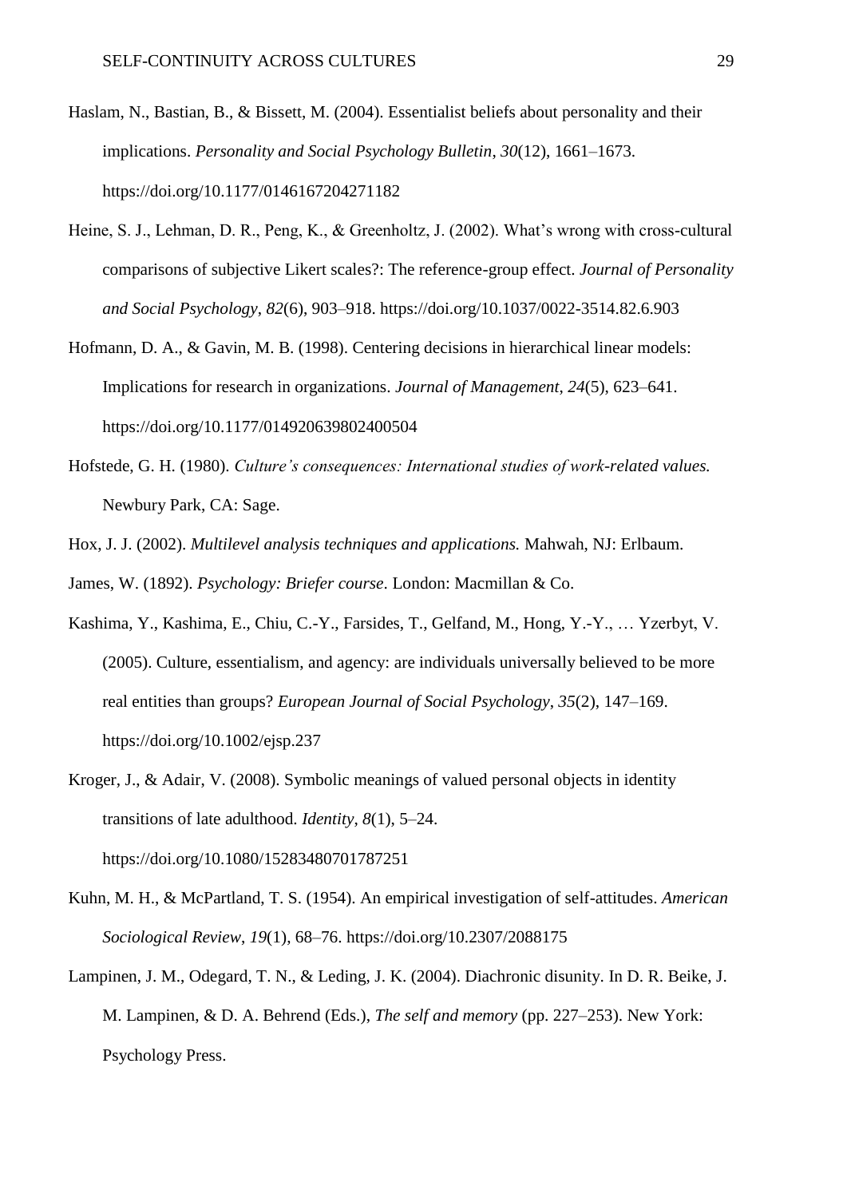Haslam, N., Bastian, B., & Bissett, M. (2004). Essentialist beliefs about personality and their implications. *Personality and Social Psychology Bulletin*, *30*(12), 1661–1673. https://doi.org/10.1177/0146167204271182

Heine, S. J., Lehman, D. R., Peng, K., & Greenholtz, J. (2002). What's wrong with cross-cultural comparisons of subjective Likert scales?: The reference-group effect. *Journal of Personality and Social Psychology*, *82*(6), 903–918. https://doi.org/10.1037/0022-3514.82.6.903

Hofmann, D. A., & Gavin, M. B. (1998). Centering decisions in hierarchical linear models: Implications for research in organizations. *Journal of Management*, *24*(5), 623–641. https://doi.org/10.1177/014920639802400504

Hofstede, G. H. (1980). *Culture's consequences: International studies of work-related values.* Newbury Park, CA: Sage.

Hox, J. J. (2002). *Multilevel analysis techniques and applications.* Mahwah, NJ: Erlbaum.

James, W. (1892). *Psychology: Briefer course*. London: Macmillan & Co.

Kashima, Y., Kashima, E., Chiu, C.-Y., Farsides, T., Gelfand, M., Hong, Y.-Y., … Yzerbyt, V. (2005). Culture, essentialism, and agency: are individuals universally believed to be more real entities than groups? *European Journal of Social Psychology*, *35*(2), 147–169. https://doi.org/10.1002/ejsp.237

Kroger, J., & Adair, V. (2008). Symbolic meanings of valued personal objects in identity transitions of late adulthood. *Identity*, *8*(1), 5–24. https://doi.org/10.1080/15283480701787251

Kuhn, M. H., & McPartland, T. S. (1954). An empirical investigation of self-attitudes. *American Sociological Review*, *19*(1), 68–76. https://doi.org/10.2307/2088175

Lampinen, J. M., Odegard, T. N., & Leding, J. K. (2004). Diachronic disunity. In D. R. Beike, J. M. Lampinen, & D. A. Behrend (Eds.), *The self and memory* (pp. 227–253). New York: Psychology Press.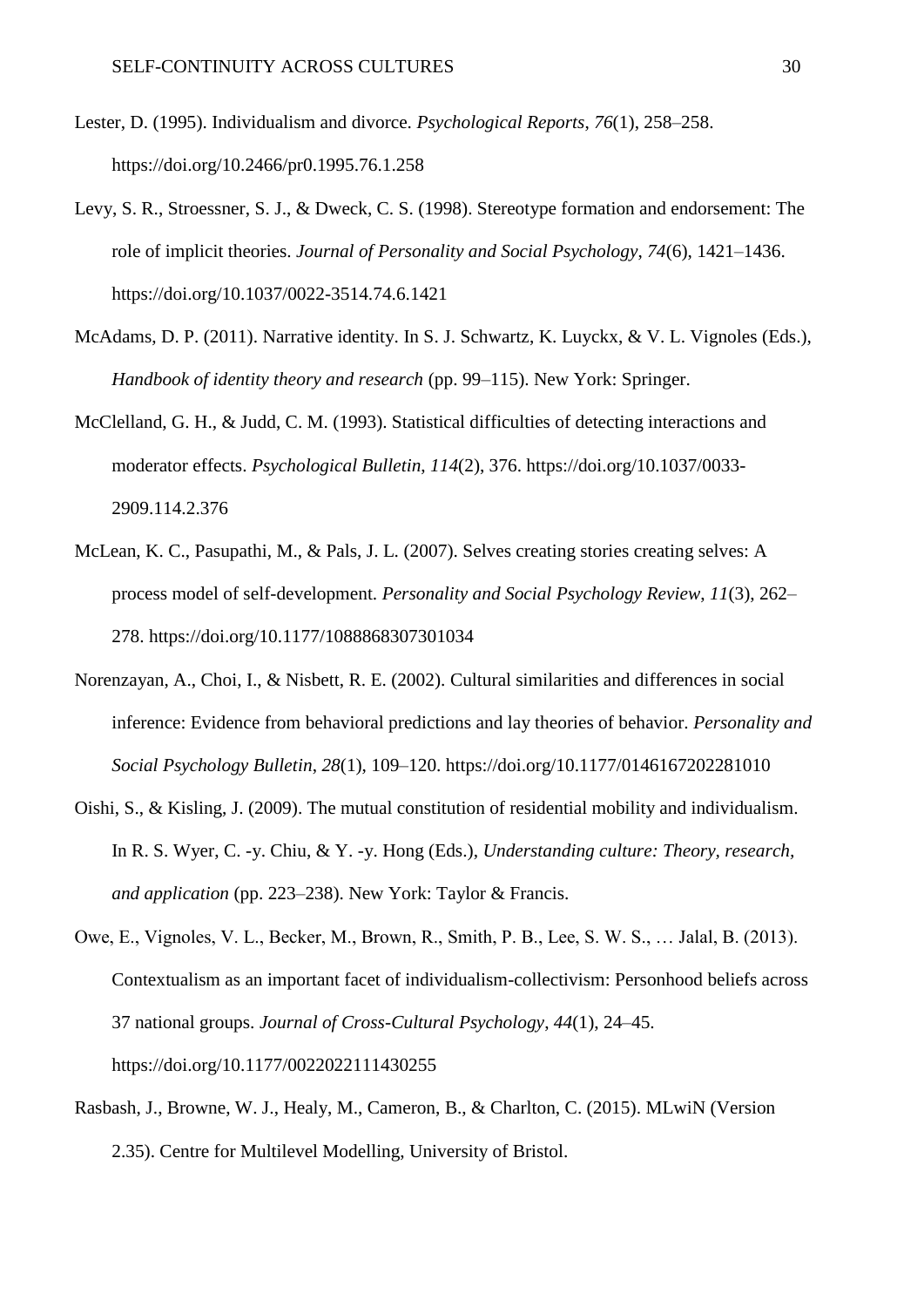Lester, D. (1995). Individualism and divorce. *Psychological Reports*, *76*(1), 258–258. https://doi.org/10.2466/pr0.1995.76.1.258

Levy, S. R., Stroessner, S. J., & Dweck, C. S. (1998). Stereotype formation and endorsement: The role of implicit theories. *Journal of Personality and Social Psychology*, *74*(6), 1421–1436. https://doi.org/10.1037/0022-3514.74.6.1421

McAdams, D. P. (2011). Narrative identity. In S. J. Schwartz, K. Luyckx, & V. L. Vignoles (Eds.), *Handbook of identity theory and research* (pp. 99–115). New York: Springer.

McClelland, G. H., & Judd, C. M. (1993). Statistical difficulties of detecting interactions and moderator effects. *Psychological Bulletin*, *114*(2), 376. https://doi.org/10.1037/0033-2909.114.2.376

McLean, K. C., Pasupathi, M., & Pals, J. L. (2007). Selves creating stories creating selves: A process model of self-development. *Personality and Social Psychology Review*, *11*(3), 262–278. https://doi.org/10.1177/1088868307301034

Norenzayan, A., Choi, I., & Nisbett, R. E. (2002). Cultural similarities and differences in social inference: Evidence from behavioral predictions and lay theories of behavior. *Personality and Social Psychology Bulletin*, *28*(1), 109–120. https://doi.org/10.1177/0146167202281010

Oishi, S., & Kisling, J. (2009). The mutual constitution of residential mobility and individualism. In R. S. Wyer, C. -y. Chiu, & Y. -y. Hong (Eds.), *Understanding culture: Theory, research, and application* (pp. 223–238). New York: Taylor & Francis.

Owe, E., Vignoles, V. L., Becker, M., Brown, R., Smith, P. B., Lee, S. W. S., … Jalal, B. (2013). Contextualism as an important facet of individualism-collectivism: Personhood beliefs across 37 national groups. *Journal of Cross-Cultural Psychology*, *44*(1), 24–45. https://doi.org/10.1177/0022022111430255

Rasbash, J., Browne, W. J., Healy, M., Cameron, B., & Charlton, C. (2015). MLwiN (Version 2.35). Centre for Multilevel Modelling, University of Bristol.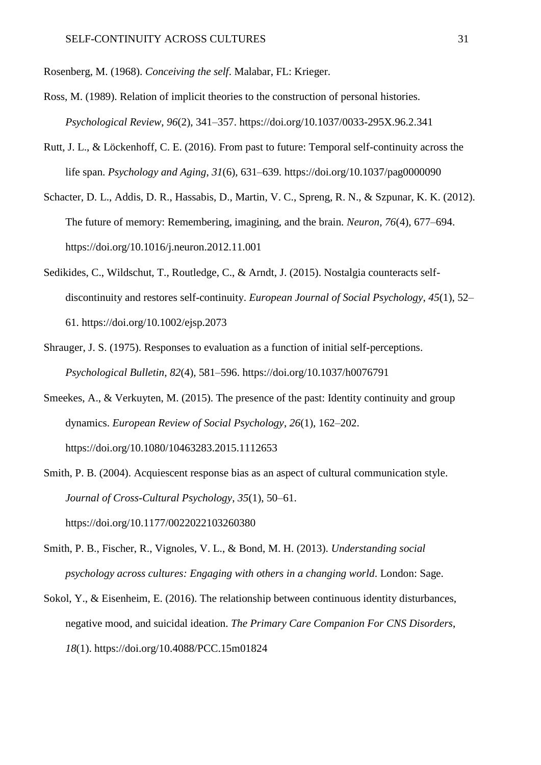Rosenberg, M. (1968). *Conceiving the self*. Malabar, FL: Krieger.

Ross, M. (1989). Relation of implicit theories to the construction of personal histories. *Psychological Review*, *96*(2), 341–357. https://doi.org/10.1037/0033-295X.96.2.341

Rutt, J. L., & Löckenhoff, C. E. (2016). From past to future: Temporal self-continuity across the life span. *Psychology and Aging*, *31*(6), 631–639. https://doi.org/10.1037/pag0000090

Schacter, D. L., Addis, D. R., Hassabis, D., Martin, V. C., Spreng, R. N., & Szpunar, K. K. (2012). The future of memory: Remembering, imagining, and the brain. *Neuron*, *76*(4), 677–694. https://doi.org/10.1016/j.neuron.2012.11.001

Sedikides, C., Wildschut, T., Routledge, C., & Arndt, J. (2015). Nostalgia counteracts self-discontinuity and restores self-continuity. *European Journal of Social Psychology*, *45*(1), 52–61. https://doi.org/10.1002/ejsp.2073

Shrauger, J. S. (1975). Responses to evaluation as a function of initial self-perceptions. *Psychological Bulletin*, *82*(4), 581–596. https://doi.org/10.1037/h0076791

Smeekes, A., & Verkuyten, M. (2015). The presence of the past: Identity continuity and group dynamics. *European Review of Social Psychology*, *26*(1), 162–202. https://doi.org/10.1080/10463283.2015.1112653

Smith, P. B. (2004). Acquiescent response bias as an aspect of cultural communication style. *Journal of Cross-Cultural Psychology*, *35*(1), 50–61. https://doi.org/10.1177/0022022103260380

Smith, P. B., Fischer, R., Vignoles, V. L., & Bond, M. H. (2013). *Understanding social psychology across cultures: Engaging with others in a changing world*. London: Sage.

Sokol, Y., & Eisenheim, E. (2016). The relationship between continuous identity disturbances, negative mood, and suicidal ideation. *The Primary Care Companion For CNS Disorders*, *18*(1). https://doi.org/10.4088/PCC.15m01824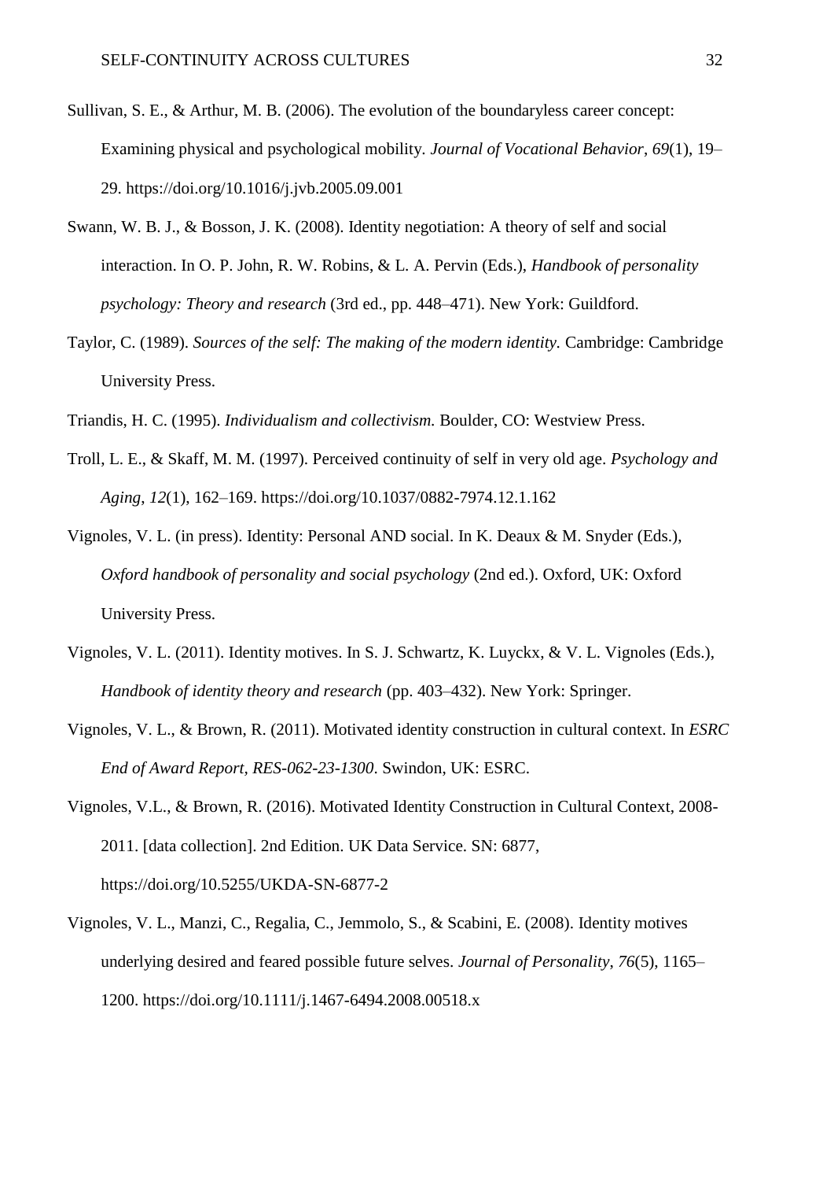Sullivan, S. E., & Arthur, M. B. (2006). The evolution of the boundaryless career concept: Examining physical and psychological mobility. *Journal of Vocational Behavior*, *69*(1), 19–29. https://doi.org/10.1016/j.jvb.2005.09.001

Swann, W. B. J., & Bosson, J. K. (2008). Identity negotiation: A theory of self and social interaction. In O. P. John, R. W. Robins, & L. A. Pervin (Eds.), *Handbook of personality psychology: Theory and research* (3rd ed., pp. 448–471). New York: Guildford.

Taylor, C. (1989). *Sources of the self: The making of the modern identity.* Cambridge: Cambridge University Press.

Triandis, H. C. (1995). *Individualism and collectivism.* Boulder, CO: Westview Press.

Troll, L. E., & Skaff, M. M. (1997). Perceived continuity of self in very old age. *Psychology and Aging*, *12*(1), 162–169. https://doi.org/10.1037/0882-7974.12.1.162

Vignoles, V. L. (in press). Identity: Personal AND social. In K. Deaux & M. Snyder (Eds.), *Oxford handbook of personality and social psychology* (2nd ed.). Oxford, UK: Oxford University Press.

Vignoles, V. L. (2011). Identity motives. In S. J. Schwartz, K. Luyckx, & V. L. Vignoles (Eds.), *Handbook of identity theory and research* (pp. 403–432). New York: Springer.

Vignoles, V. L., & Brown, R. (2011). Motivated identity construction in cultural context. In *ESRC End of Award Report, RES-062-23-1300*. Swindon, UK: ESRC.

Vignoles, V.L., & Brown, R. (2016). Motivated Identity Construction in Cultural Context, 2008-2011. [data collection]. 2nd Edition. UK Data Service. SN: 6877, https://doi.org/10.5255/UKDA-SN-6877-2

Vignoles, V. L., Manzi, C., Regalia, C., Jemmolo, S., & Scabini, E. (2008). Identity motives underlying desired and feared possible future selves. *Journal of Personality*, *76*(5), 1165–1200. https://doi.org/10.1111/j.1467-6494.2008.00518.x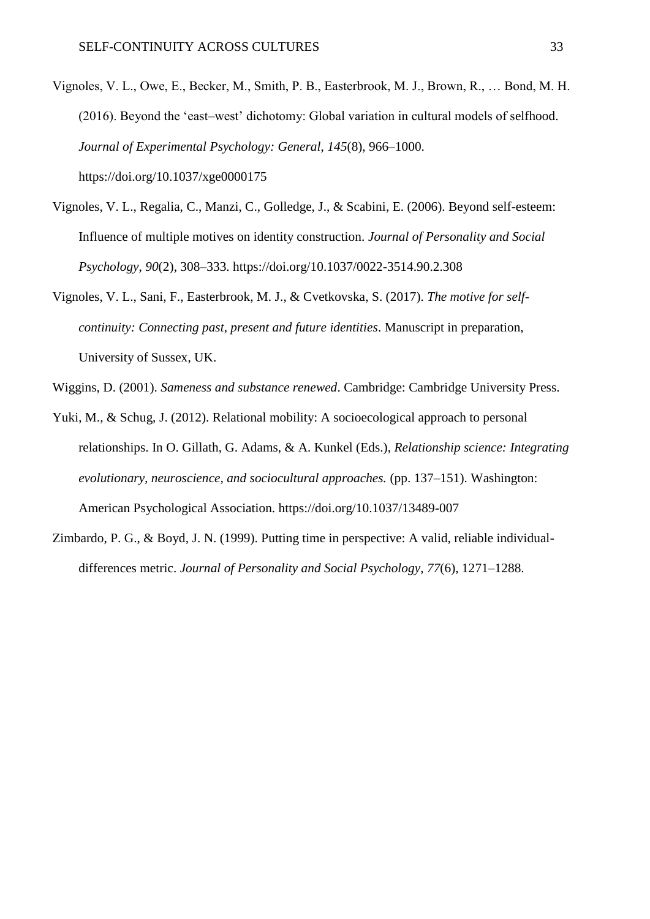Vignoles, V. L., Owe, E., Becker, M., Smith, P. B., Easterbrook, M. J., Brown, R., … Bond, M. H. (2016). Beyond the 'east–west' dichotomy: Global variation in cultural models of selfhood. *Journal of Experimental Psychology: General*, *145*(8), 966–1000. https://doi.org/10.1037/xge0000175

Vignoles, V. L., Regalia, C., Manzi, C., Golledge, J., & Scabini, E. (2006). Beyond self-esteem: Influence of multiple motives on identity construction. *Journal of Personality and Social Psychology*, *90*(2), 308–333. https://doi.org/10.1037/0022-3514.90.2.308

Vignoles, V. L., Sani, F., Easterbrook, M. J., & Cvetkovska, S. (2017). *The motive for self-continuity: Connecting past, present and future identities*. Manuscript in preparation, University of Sussex, UK.

Wiggins, D. (2001). *Sameness and substance renewed*. Cambridge: Cambridge University Press.

Yuki, M., & Schug, J. (2012). Relational mobility: A socioecological approach to personal relationships. In O. Gillath, G. Adams, & A. Kunkel (Eds.), *Relationship science: Integrating evolutionary, neuroscience, and sociocultural approaches.* (pp. 137–151). Washington: American Psychological Association. https://doi.org/10.1037/13489-007

Zimbardo, P. G., & Boyd, J. N. (1999). Putting time in perspective: A valid, reliable individual-differences metric. *Journal of Personality and Social Psychology*, *77*(6), 1271–1288.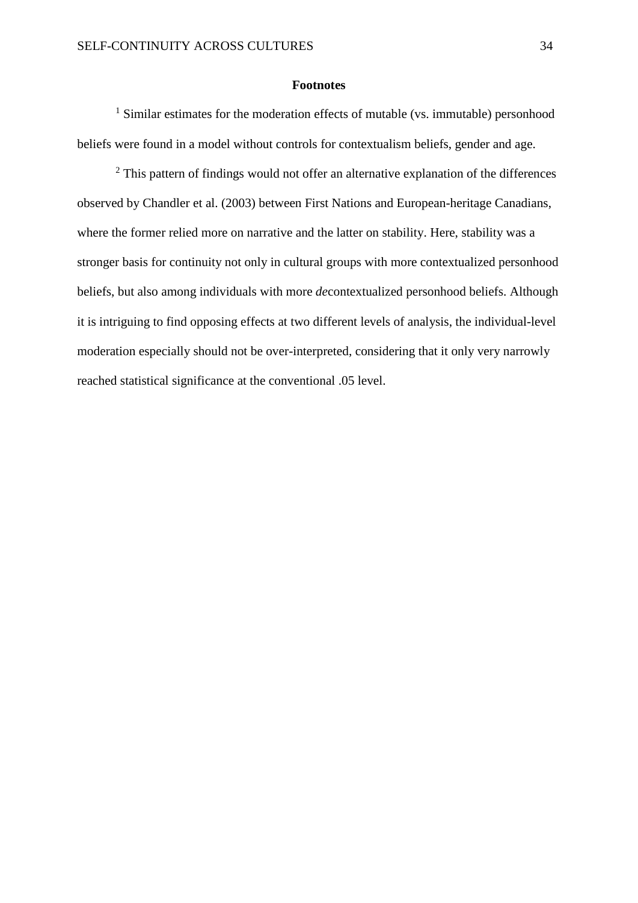## Footnotes

[1] Similar estimates for the moderation effects of mutable (vs. immutable) personhood beliefs were found in a model without controls for contextualism beliefs, gender and age.

[2] This pattern of findings would not offer an alternative explanation of the differences observed by Chandler et al. (2003) between First Nations and European-heritage Canadians, where the former relied more on narrative and the latter on stability. Here, stability was a stronger basis for continuity not only in cultural groups with more contextualized personhood beliefs, but also among individuals with more *de*contextualized personhood beliefs. Although it is intriguing to find opposing effects at two different levels of analysis, the individual-level moderation especially should not be over-interpreted, considering that it only very narrowly reached statistical significance at the conventional .05 level.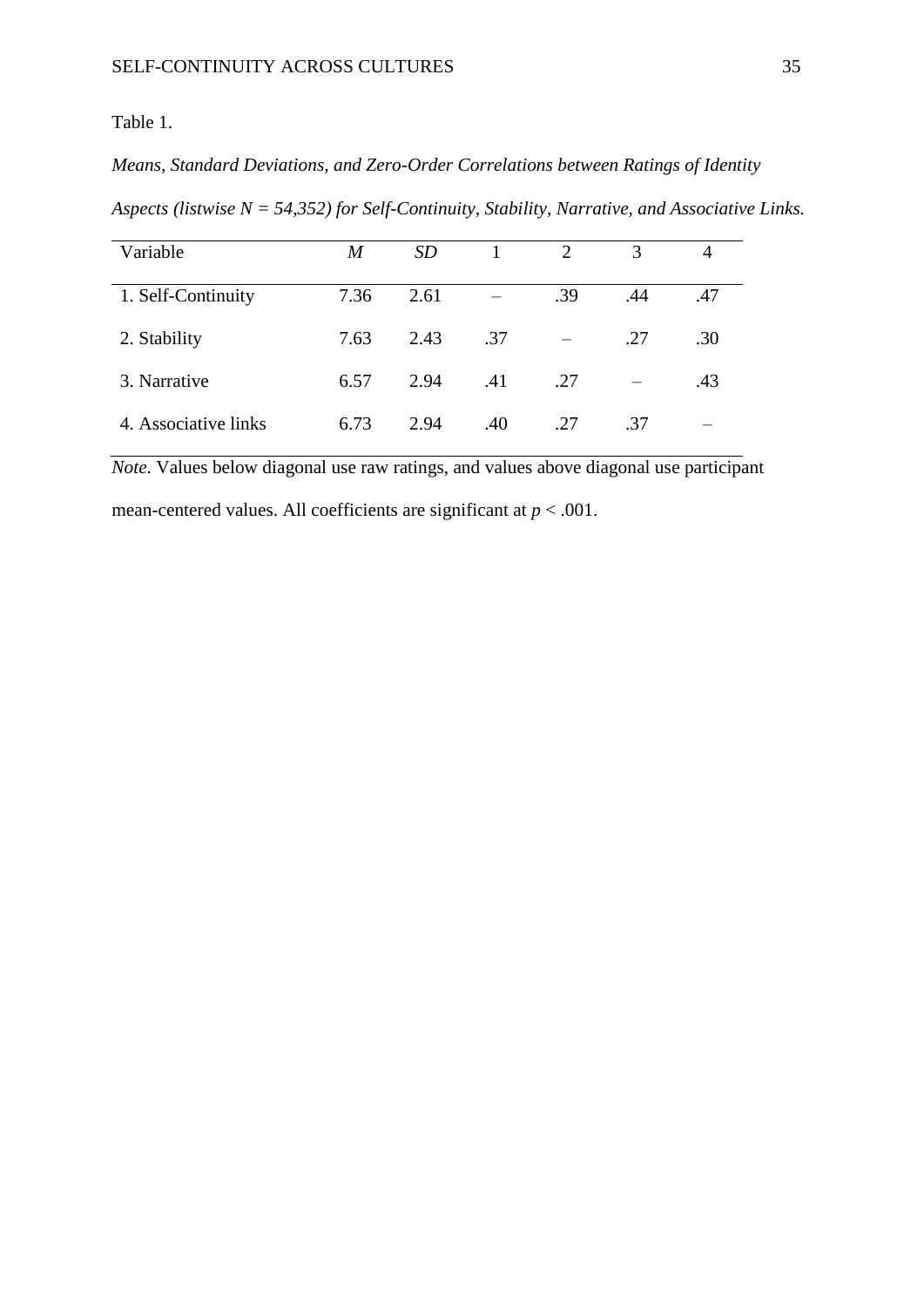Table 1.

*Means, Standard Deviations, and Zero-Order Correlations between Ratings of Identity Aspects (listwise N = 54,352) for Self-Continuity, Stability, Narrative, and Associative Links.*

| Variable | *M* | *SD* | 1 | 2 | 3 | 4 |
|---|---|---|---|---|---|---|
| 1. Self-Continuity | 7.36 | 2.61 | – | .39 | .44 | .47 |
| 2. Stability | 7.63 | 2.43 | .37 | – | .27 | .30 |
| 3. Narrative | 6.57 | 2.94 | .41 | .27 | – | .43 |
| 4. Associative links | 6.73 | 2.94 | .40 | .27 | .37 | – |

*Note.* Values below diagonal use raw ratings, and values above diagonal use participant mean-centered values. All coefficients are significant at $p < .001$.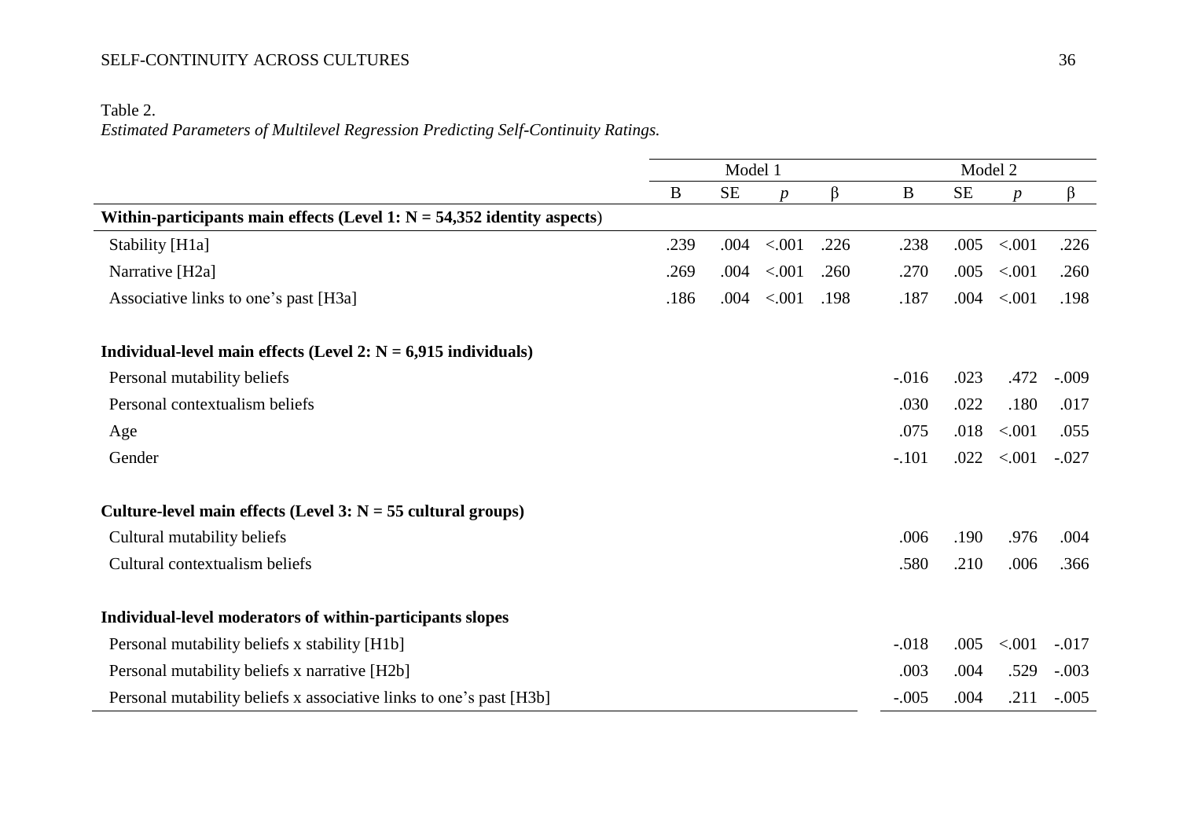Table 2.
*Estimated Parameters of Multilevel Regression Predicting Self-Continuity Ratings.*

| | Model 1 | | | | Model 2 | | | |
|---|---|---|---|---|---|---|---|---|
| | B | SE | *p* | β | B | SE | *p* | β |
| **Within-participants main effects (Level 1: N = 54,352 identity aspects)** | | | | | | | | |
| Stability [H1a] | .239 | .004 | <.001 | .226 | .238 | .005 | <.001 | .226 |
| Narrative [H2a] | .269 | .004 | <.001 | .260 | .270 | .005 | <.001 | .260 |
| Associative links to one's past [H3a] | .186 | .004 | <.001 | .198 | .187 | .004 | <.001 | .198 |
| **Individual-level main effects (Level 2: N = 6,915 individuals)** | | | | | | | | |
| Personal mutability beliefs | | | | | -.016 | .023 | .472 | -.009 |
| Personal contextualism beliefs | | | | | .030 | .022 | .180 | .017 |
| Age | | | | | .075 | .018 | <.001 | .055 |
| Gender | | | | | -.101 | .022 | <.001 | -.027 |
| **Culture-level main effects (Level 3: N = 55 cultural groups)** | | | | | | | | |
| Cultural mutability beliefs | | | | | .006 | .190 | .976 | .004 |
| Cultural contextualism beliefs | | | | | .580 | .210 | .006 | .366 |
| **Individual-level moderators of within-participants slopes** | | | | | | | | |
| Personal mutability beliefs x stability [H1b] | | | | | -.018 | .005 | <.001 | -.017 |
| Personal mutability beliefs x narrative [H2b] | | | | | .003 | .004 | .529 | -.003 |
| Personal mutability beliefs x associative links to one's past [H3b] | | | | | -.005 | .004 | .211 | -.005 |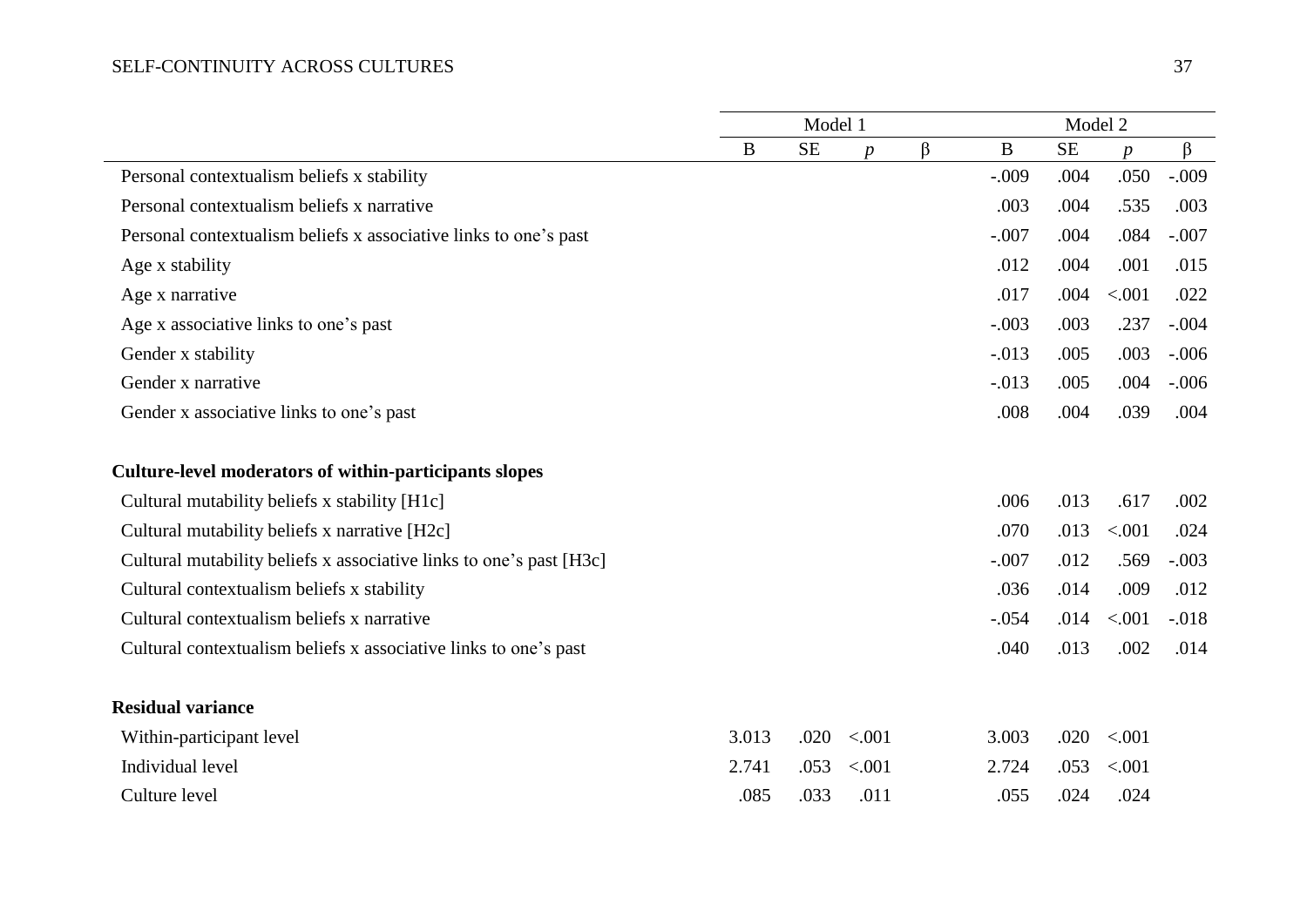| | Model 1 | | | | Model 2 | | | |
|---|---|---|---|---|---|---|---|---|
| | B | SE | *p* | β | B | SE | *p* | β |
| Personal contextualism beliefs x stability | | | | | -.009 | .004 | .050 | -.009 |
| Personal contextualism beliefs x narrative | | | | | .003 | .004 | .535 | .003 |
| Personal contextualism beliefs x associative links to one's past | | | | | -.007 | .004 | .084 | -.007 |
| Age x stability | | | | | .012 | .004 | .001 | .015 |
| Age x narrative | | | | | .017 | .004 | <.001 | .022 |
| Age x associative links to one's past | | | | | -.003 | .003 | .237 | -.004 |
| Gender x stability | | | | | -.013 | .005 | .003 | -.006 |
| Gender x narrative | | | | | -.013 | .005 | .004 | -.006 |
| Gender x associative links to one's past | | | | | .008 | .004 | .039 | .004 |
| **Culture-level moderators of within-participants slopes** | | | | | | | | |
| Cultural mutability beliefs x stability [H1c] | | | | | .006 | .013 | .617 | .002 |
| Cultural mutability beliefs x narrative [H2c] | | | | | .070 | .013 | <.001 | .024 |
| Cultural mutability beliefs x associative links to one's past [H3c] | | | | | -.007 | .012 | .569 | -.003 |
| Cultural contextualism beliefs x stability | | | | | .036 | .014 | .009 | .012 |
| Cultural contextualism beliefs x narrative | | | | | -.054 | .014 | <.001 | -.018 |
| Cultural contextualism beliefs x associative links to one's past | | | | | .040 | .013 | .002 | .014 |
| **Residual variance** | | | | | | | | |
| Within-participant level | 3.013 | .020 | <.001 | | 3.003 | .020 | <.001 | |
| Individual level | 2.741 | .053 | <.001 | | 2.724 | .053 | <.001 | |
| Culture level | .085 | .033 | .011 | | .055 | .024 | .024 | |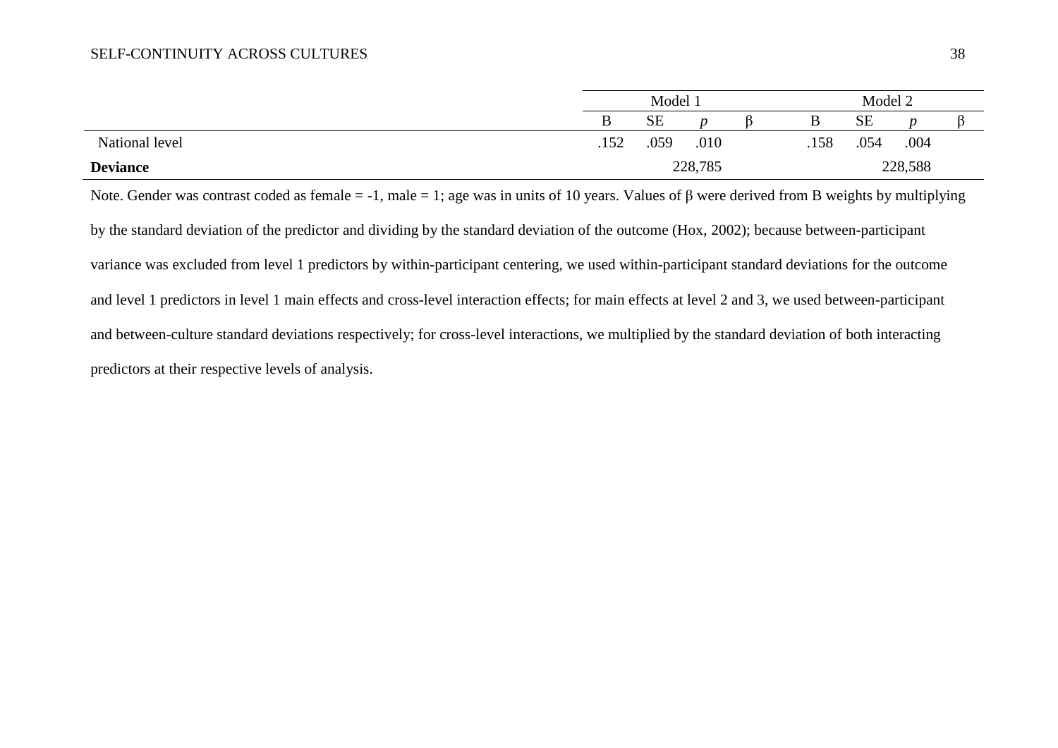| | Model 1 | | | | Model 2 | | | |
|---|---|---|---|---|---|---|---|---|
| | B | SE | *p* | β | B | SE | *p* | β |
| National level | .152 | .059 | .010 | | .158 | .054 | .004 | |
| **Deviance** | | 228,785 | | | | 228,588 | | |

Note. Gender was contrast coded as female = -1, male = 1; age was in units of 10 years. Values of β were derived from B weights by multiplying by the standard deviation of the predictor and dividing by the standard deviation of the outcome (Hox, 2002); because between-participant variance was excluded from level 1 predictors by within-participant centering, we used within-participant standard deviations for the outcome and level 1 predictors in level 1 main effects and cross-level interaction effects; for main effects at level 2 and 3, we used between-participant and between-culture standard deviations respectively; for cross-level interactions, we multiplied by the standard deviation of both interacting predictors at their respective levels of analysis.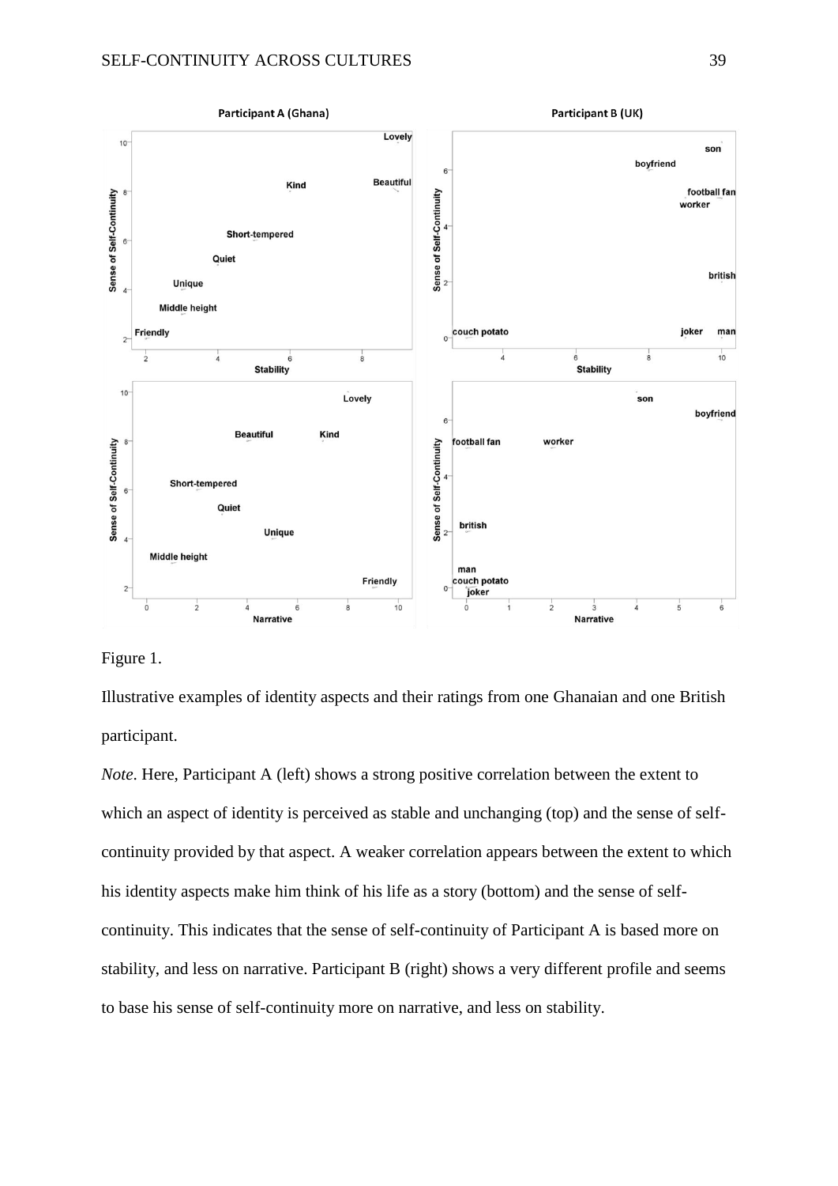Figure 1.

Illustrative examples of identity aspects and their ratings from one Ghanaian and one British participant.

*Note*. Here, Participant A (left) shows a strong positive correlation between the extent to which an aspect of identity is perceived as stable and unchanging (top) and the sense of self-continuity provided by that aspect. A weaker correlation appears between the extent to which his identity aspects make him think of his life as a story (bottom) and the sense of self-continuity. This indicates that the sense of self-continuity of Participant A is based more on stability, and less on narrative. Participant B (right) shows a very different profile and seems to base his sense of self-continuity more on narrative, and less on stability.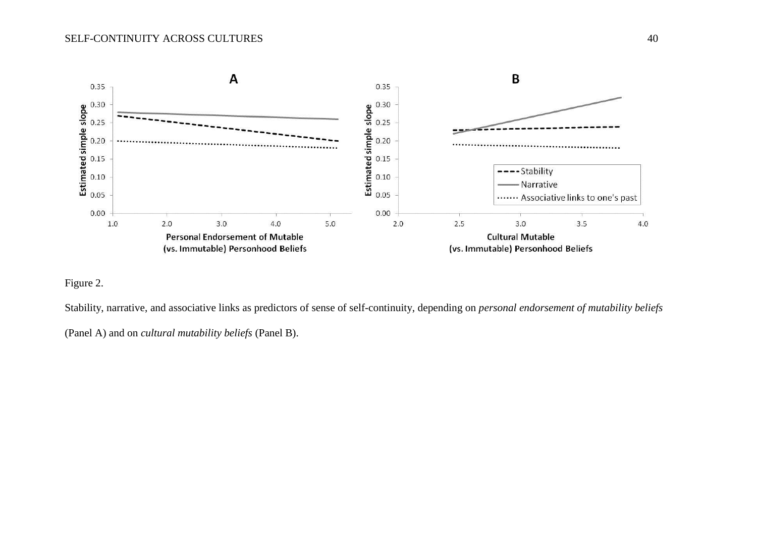Figure 2.

Stability, narrative, and associative links as predictors of sense of self-continuity, depending on *personal endorsement of mutability beliefs* (Panel A) and on *cultural mutability beliefs* (Panel B).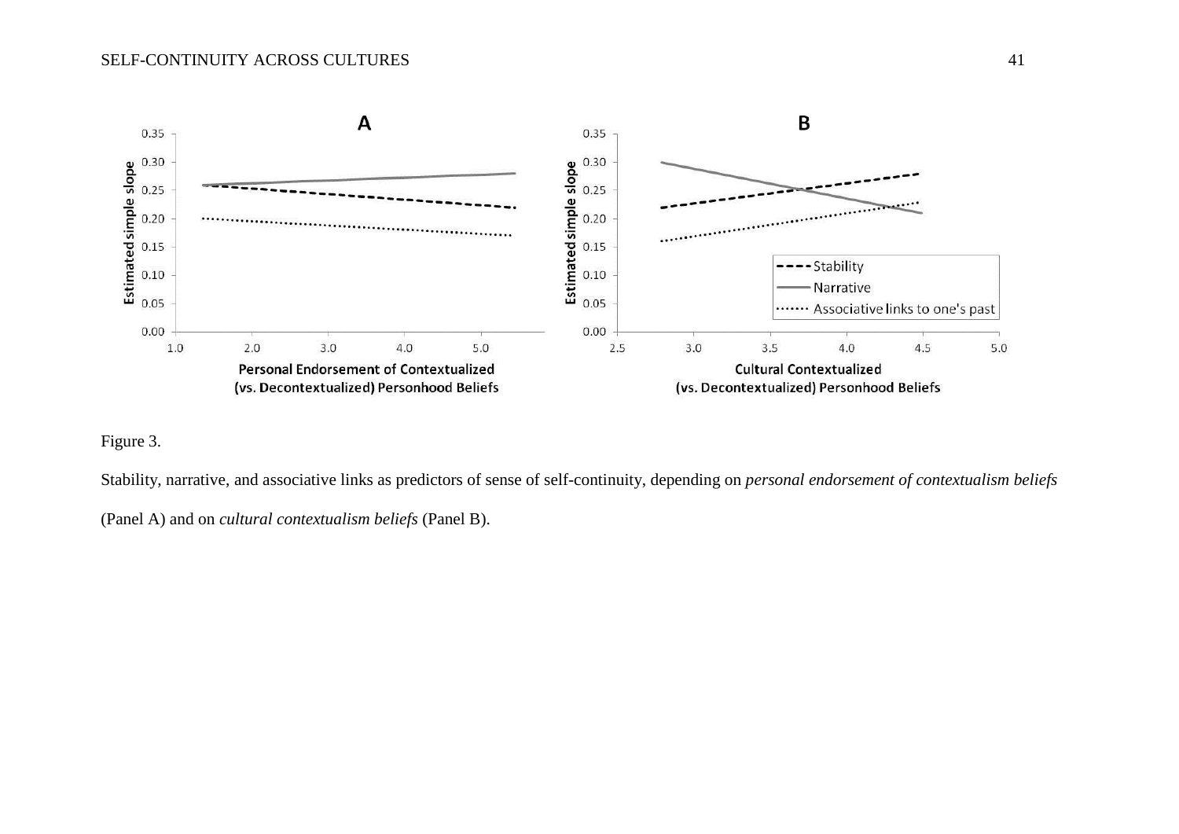Figure 3.

Stability, narrative, and associative links as predictors of sense of self-continuity, depending on *personal endorsement of contextualism beliefs* (Panel A) and on *cultural contextualism beliefs* (Panel B).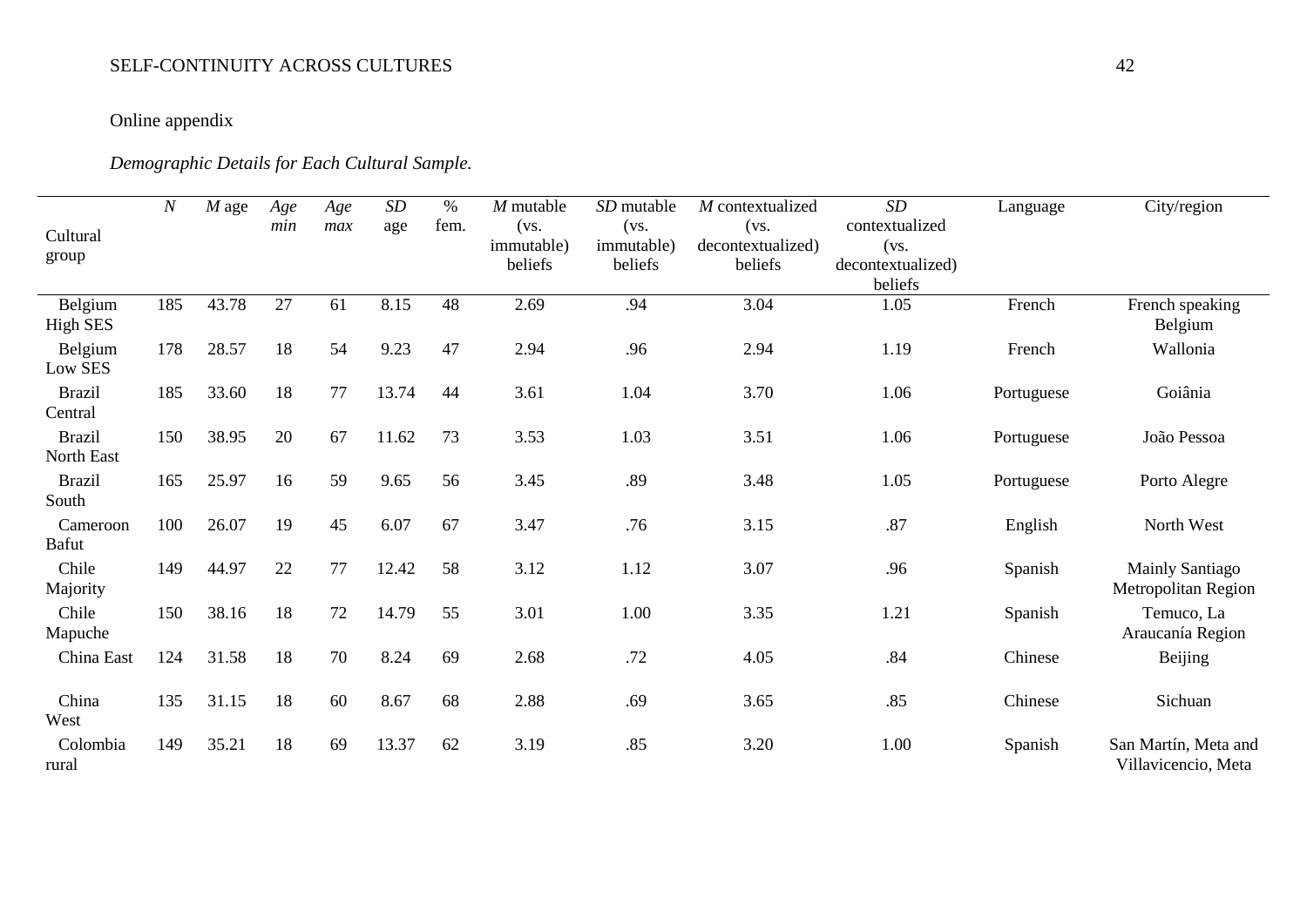Online appendix

*Demographic Details for Each Cultural Sample.*

| Cultural group | *N* | *M* age | *Age min* | *Age max* | *SD* age | % fem. | *M* mutable (vs. immutable) beliefs | *SD* mutable (vs. immutable) beliefs | *M* contextualized (vs. decontextualized) beliefs | *SD* contextualized (vs. decontextualized) beliefs | Language | City/region |
|---|---|---|---|---|---|---|---|---|---|---|---|---|
| Belgium High SES | 185 | 43.78 | 27 | 61 | 8.15 | 48 | 2.69 | .94 | 3.04 | 1.05 | French | French speaking Belgium |
| Belgium Low SES | 178 | 28.57 | 18 | 54 | 9.23 | 47 | 2.94 | .96 | 2.94 | 1.19 | French | Wallonia |
| Brazil Central | 185 | 33.60 | 18 | 77 | 13.74 | 44 | 3.61 | 1.04 | 3.70 | 1.06 | Portuguese | Goiânia |
| Brazil North East | 150 | 38.95 | 20 | 67 | 11.62 | 73 | 3.53 | 1.03 | 3.51 | 1.06 | Portuguese | João Pessoa |
| Brazil South | 165 | 25.97 | 16 | 59 | 9.65 | 56 | 3.45 | .89 | 3.48 | 1.05 | Portuguese | Porto Alegre |
| Cameroon Bafut | 100 | 26.07 | 19 | 45 | 6.07 | 67 | 3.47 | .76 | 3.15 | .87 | English | North West |
| Chile Majority | 149 | 44.97 | 22 | 77 | 12.42 | 58 | 3.12 | 1.12 | 3.07 | .96 | Spanish | Mainly Santiago Metropolitan Region |
| Chile Mapuche | 150 | 38.16 | 18 | 72 | 14.79 | 55 | 3.01 | 1.00 | 3.35 | 1.21 | Spanish | Temuco, La Araucanía Region |
| China East | 124 | 31.58 | 18 | 70 | 8.24 | 69 | 2.68 | .72 | 4.05 | .84 | Chinese | Beijing |
| China West | 135 | 31.15 | 18 | 60 | 8.67 | 68 | 2.88 | .69 | 3.65 | .85 | Chinese | Sichuan |
| Colombia rural | 149 | 35.21 | 18 | 69 | 13.37 | 62 | 3.19 | .85 | 3.20 | 1.00 | Spanish | San Martín, Meta and Villavicencio, Meta |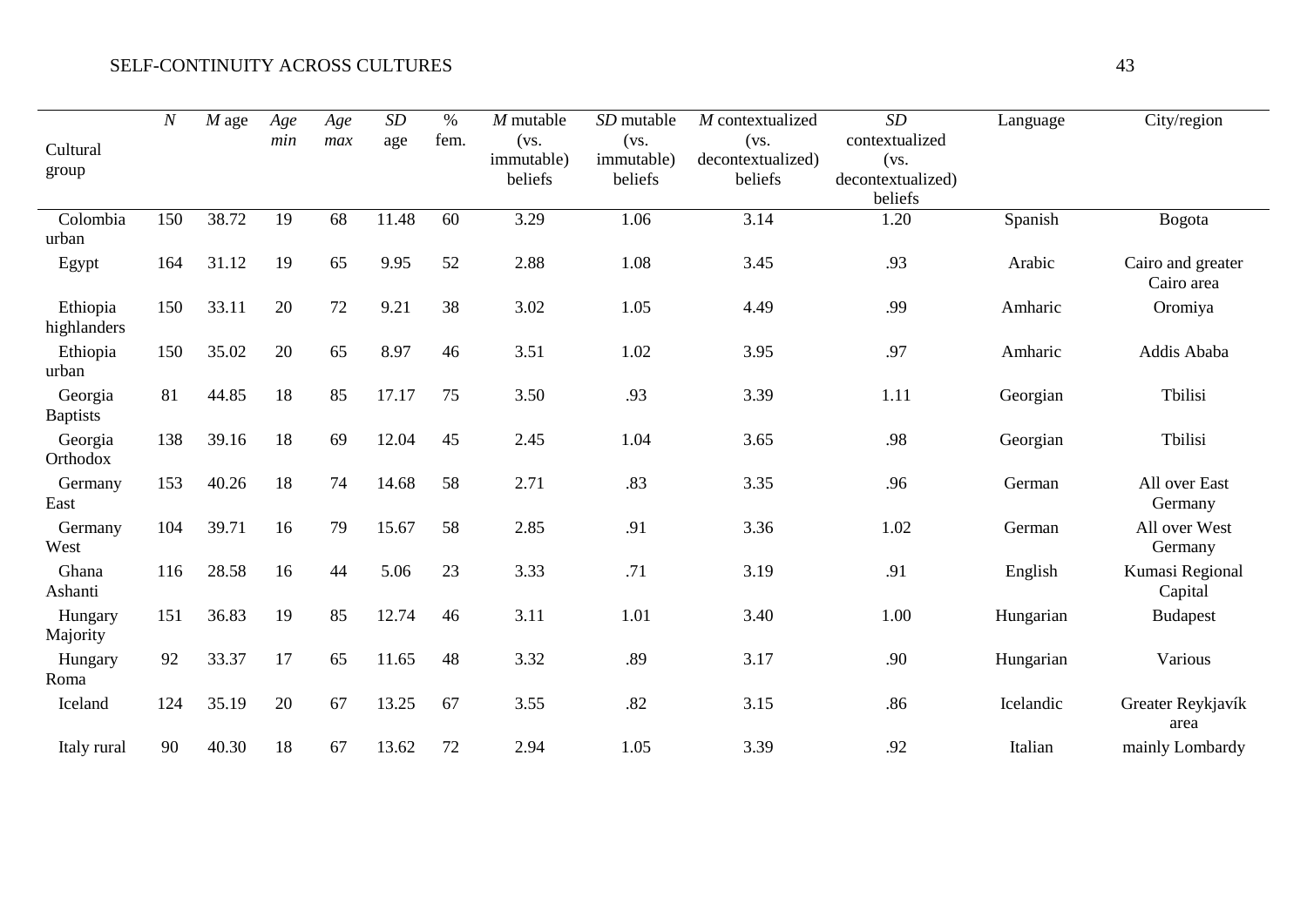| Cultural group | *N* | *M* age | *Age min* | *Age max* | *SD* age | % fem. | *M* mutable (vs. immutable) beliefs | *SD* mutable (vs. immutable) beliefs | *M* contextualized (vs. decontextualized) beliefs | *SD* contextualized (vs. decontextualized) beliefs | Language | City/region |
|---|---|---|---|---|---|---|---|---|---|---|---|---|
| Colombia urban | 150 | 38.72 | 19 | 68 | 11.48 | 60 | 3.29 | 1.06 | 3.14 | 1.20 | Spanish | Bogota |
| Egypt | 164 | 31.12 | 19 | 65 | 9.95 | 52 | 2.88 | 1.08 | 3.45 | .93 | Arabic | Cairo and greater Cairo area |
| Ethiopia highlanders | 150 | 33.11 | 20 | 72 | 9.21 | 38 | 3.02 | 1.05 | 4.49 | .99 | Amharic | Oromiya |
| Ethiopia urban | 150 | 35.02 | 20 | 65 | 8.97 | 46 | 3.51 | 1.02 | 3.95 | .97 | Amharic | Addis Ababa |
| Georgia Baptists | 81 | 44.85 | 18 | 85 | 17.17 | 75 | 3.50 | .93 | 3.39 | 1.11 | Georgian | Tbilisi |
| Georgia Orthodox | 138 | 39.16 | 18 | 69 | 12.04 | 45 | 2.45 | 1.04 | 3.65 | .98 | Georgian | Tbilisi |
| Germany East | 153 | 40.26 | 18 | 74 | 14.68 | 58 | 2.71 | .83 | 3.35 | .96 | German | All over East Germany |
| Germany West | 104 | 39.71 | 16 | 79 | 15.67 | 58 | 2.85 | .91 | 3.36 | 1.02 | German | All over West Germany |
| Ghana Ashanti | 116 | 28.58 | 16 | 44 | 5.06 | 23 | 3.33 | .71 | 3.19 | .91 | English | Kumasi Regional Capital |
| Hungary Majority | 151 | 36.83 | 19 | 85 | 12.74 | 46 | 3.11 | 1.01 | 3.40 | 1.00 | Hungarian | Budapest |
| Hungary Roma | 92 | 33.37 | 17 | 65 | 11.65 | 48 | 3.32 | .89 | 3.17 | .90 | Hungarian | Various |
| Iceland | 124 | 35.19 | 20 | 67 | 13.25 | 67 | 3.55 | .82 | 3.15 | .86 | Icelandic | Greater Reykjavík area |
| Italy rural | 90 | 40.30 | 18 | 67 | 13.62 | 72 | 2.94 | 1.05 | 3.39 | .92 | Italian | mainly Lombardy |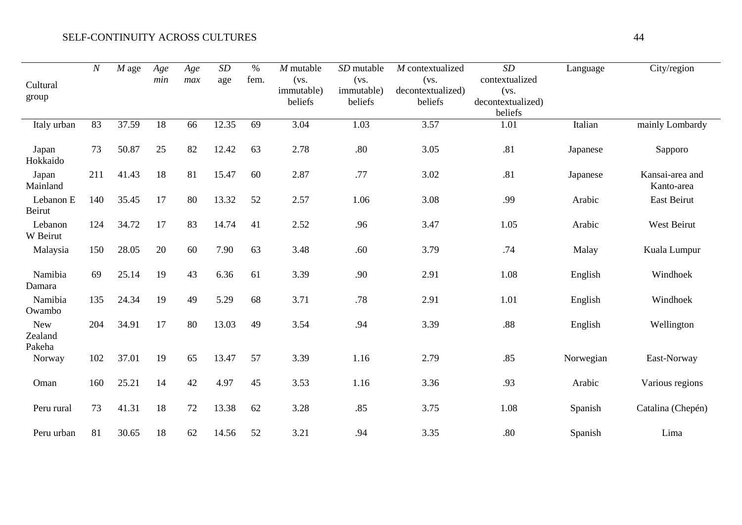| Cultural group | *N* | *M* age | *Age min* | *Age max* | *SD* age | % fem. | *M* mutable (vs. immutable) beliefs | *SD* mutable (vs. immutable) beliefs | *M* contextualized (vs. decontextualized) beliefs | *SD* contextualized (vs. decontextualized) beliefs | Language | City/region |
|---|---|---|---|---|---|---|---|---|---|---|---|---|
| Italy urban | 83 | 37.59 | 18 | 66 | 12.35 | 69 | 3.04 | 1.03 | 3.57 | 1.01 | Italian | mainly Lombardy |
| Japan Hokkaido | 73 | 50.87 | 25 | 82 | 12.42 | 63 | 2.78 | .80 | 3.05 | .81 | Japanese | Sapporo |
| Japan Mainland | 211 | 41.43 | 18 | 81 | 15.47 | 60 | 2.87 | .77 | 3.02 | .81 | Japanese | Kansai-area and Kanto-area |
| Lebanon E Beirut | 140 | 35.45 | 17 | 80 | 13.32 | 52 | 2.57 | 1.06 | 3.08 | .99 | Arabic | East Beirut |
| Lebanon W Beirut | 124 | 34.72 | 17 | 83 | 14.74 | 41 | 2.52 | .96 | 3.47 | 1.05 | Arabic | West Beirut |
| Malaysia | 150 | 28.05 | 20 | 60 | 7.90 | 63 | 3.48 | .60 | 3.79 | .74 | Malay | Kuala Lumpur |
| Namibia Damara | 69 | 25.14 | 19 | 43 | 6.36 | 61 | 3.39 | .90 | 2.91 | 1.08 | English | Windhoek |
| Namibia Owambo | 135 | 24.34 | 19 | 49 | 5.29 | 68 | 3.71 | .78 | 2.91 | 1.01 | English | Windhoek |
| New Zealand Pakeha | 204 | 34.91 | 17 | 80 | 13.03 | 49 | 3.54 | .94 | 3.39 | .88 | English | Wellington |
| Norway | 102 | 37.01 | 19 | 65 | 13.47 | 57 | 3.39 | 1.16 | 2.79 | .85 | Norwegian | East-Norway |
| Oman | 160 | 25.21 | 14 | 42 | 4.97 | 45 | 3.53 | 1.16 | 3.36 | .93 | Arabic | Various regions |
| Peru rural | 73 | 41.31 | 18 | 72 | 13.38 | 62 | 3.28 | .85 | 3.75 | 1.08 | Spanish | Catalina (Chepén) |
| Peru urban | 81 | 30.65 | 18 | 62 | 14.56 | 52 | 3.21 | .94 | 3.35 | .80 | Spanish | Lima |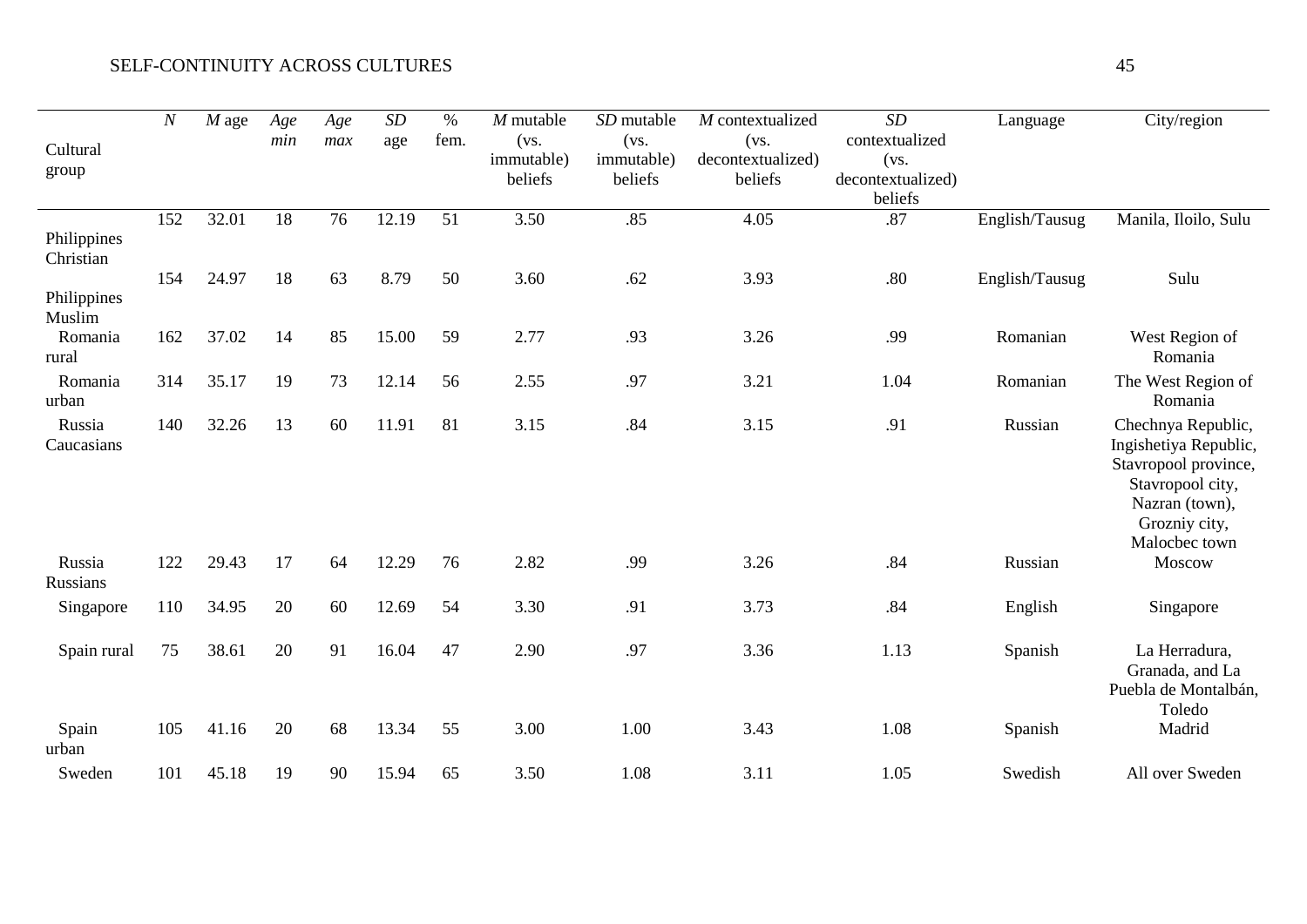| Cultural group | *N* | *M* age | *Age min* | *Age max* | *SD* age | % fem. | *M* mutable (vs. immutable) beliefs | *SD* mutable (vs. immutable) beliefs | *M* contextualized (vs. decontextualized) beliefs | *SD* contextualized (vs. decontextualized) beliefs | Language | City/region |
|---|---|---|---|---|---|---|---|---|---|---|---|---|
| Philippines Christian | 152 | 32.01 | 18 | 76 | 12.19 | 51 | 3.50 | .85 | 4.05 | .87 | English/Tausug | Manila, Iloilo, Sulu |
| Philippines Muslim | 154 | 24.97 | 18 | 63 | 8.79 | 50 | 3.60 | .62 | 3.93 | .80 | English/Tausug | Sulu |
| Romania rural | 162 | 37.02 | 14 | 85 | 15.00 | 59 | 2.77 | .93 | 3.26 | .99 | Romanian | West Region of Romania |
| Romania urban | 314 | 35.17 | 19 | 73 | 12.14 | 56 | 2.55 | .97 | 3.21 | 1.04 | Romanian | The West Region of Romania |
| Russia Caucasians | 140 | 32.26 | 13 | 60 | 11.91 | 81 | 3.15 | .84 | 3.15 | .91 | Russian | Chechnya Republic, Ingishetiya Republic, Stavropool province, Stavropool city, Nazran (town), Grozniy city, Malocbec town |
| Russia Russians | 122 | 29.43 | 17 | 64 | 12.29 | 76 | 2.82 | .99 | 3.26 | .84 | Russian | Moscow |
| Singapore | 110 | 34.95 | 20 | 60 | 12.69 | 54 | 3.30 | .91 | 3.73 | .84 | English | Singapore |
| Spain rural | 75 | 38.61 | 20 | 91 | 16.04 | 47 | 2.90 | .97 | 3.36 | 1.13 | Spanish | La Herradura, Granada, and La Puebla de Montalbán, Toledo |
| Spain urban | 105 | 41.16 | 20 | 68 | 13.34 | 55 | 3.00 | 1.00 | 3.43 | 1.08 | Spanish | Madrid |
| Sweden | 101 | 45.18 | 19 | 90 | 15.94 | 65 | 3.50 | 1.08 | 3.11 | 1.05 | Swedish | All over Sweden |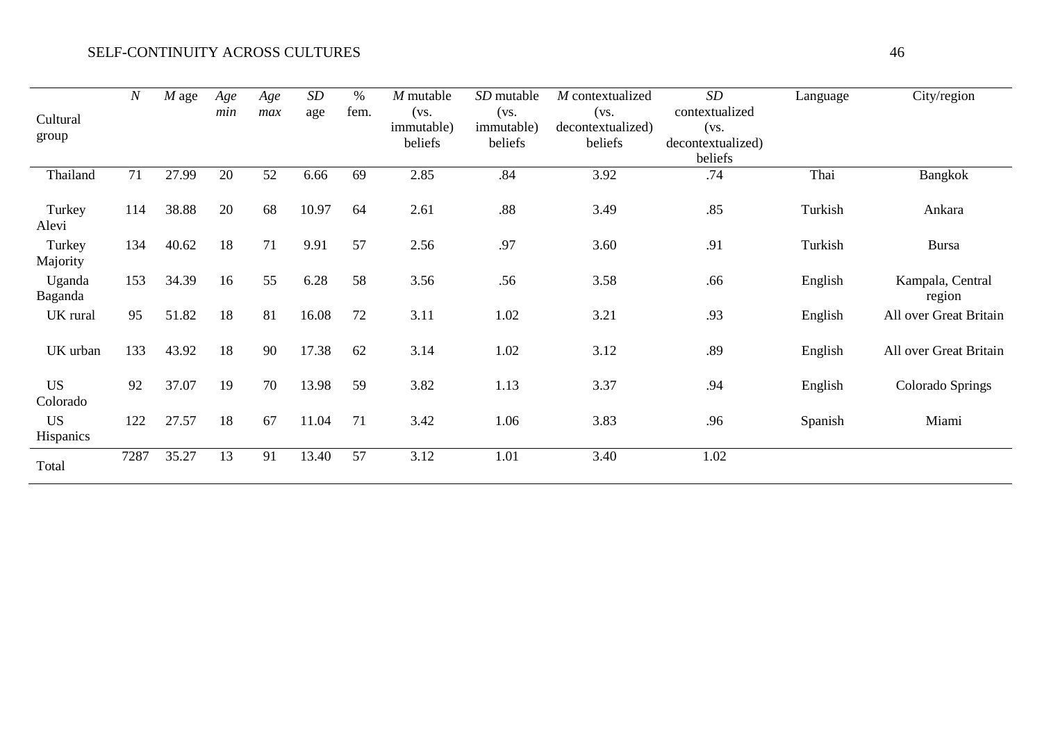| Cultural group | *N* | *M* age | *Age min* | *Age max* | *SD* age | % fem. | *M* mutable (vs. immutable) beliefs | *SD* mutable (vs. immutable) beliefs | *M* contextualized (vs. decontextualized) beliefs | *SD* contextualized (vs. decontextualized) beliefs | Language | City/region |
|---|---|---|---|---|---|---|---|---|---|---|---|---|
| Thailand | 71 | 27.99 | 20 | 52 | 6.66 | 69 | 2.85 | .84 | 3.92 | .74 | Thai | Bangkok |
| Turkey Alevi | 114 | 38.88 | 20 | 68 | 10.97 | 64 | 2.61 | .88 | 3.49 | .85 | Turkish | Ankara |
| Turkey Majority | 134 | 40.62 | 18 | 71 | 9.91 | 57 | 2.56 | .97 | 3.60 | .91 | Turkish | Bursa |
| Uganda Baganda | 153 | 34.39 | 16 | 55 | 6.28 | 58 | 3.56 | .56 | 3.58 | .66 | English | Kampala, Central region |
| UK rural | 95 | 51.82 | 18 | 81 | 16.08 | 72 | 3.11 | 1.02 | 3.21 | .93 | English | All over Great Britain |
| UK urban | 133 | 43.92 | 18 | 90 | 17.38 | 62 | 3.14 | 1.02 | 3.12 | .89 | English | All over Great Britain |
| US Colorado | 92 | 37.07 | 19 | 70 | 13.98 | 59 | 3.82 | 1.13 | 3.37 | .94 | English | Colorado Springs |
| US Hispanics | 122 | 27.57 | 18 | 67 | 11.04 | 71 | 3.42 | 1.06 | 3.83 | .96 | Spanish | Miami |
| Total | 7287 | 35.27 | 13 | 91 | 13.40 | 57 | 3.12 | 1.01 | 3.40 | 1.02 | | |